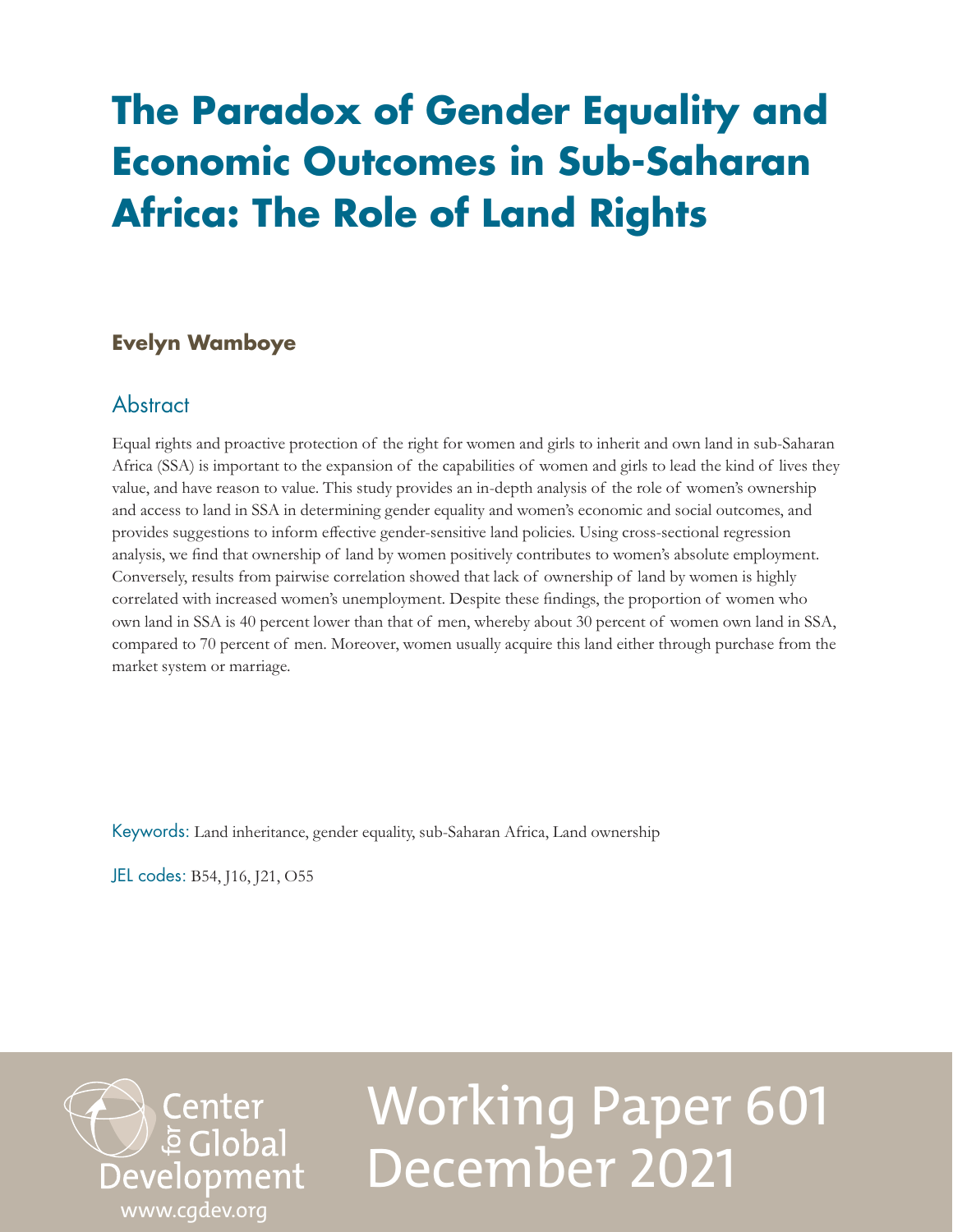# The Paradox of Gender Equality and Economic Outcomes in Sub-Saharan Africa: The Role of Land Rights

**Evelyn Wamboye**

## Abstract

Equal rights and proactive protection of the right for women and girls to inherit and own land in sub-Saharan Africa (SSA) is important to the expansion of the capabilities of women and girls to lead the kind of lives they value, and have reason to value. This study provides an in-depth analysis of the role of women's ownership and access to land in SSA in determining gender equality and women's economic and social outcomes, and provides suggestions to inform effective gender-sensitive land policies. Using cross-sectional regression analysis, we find that ownership of land by women positively contributes to women's absolute employment. Conversely, results from pairwise correlation showed that lack of ownership of land by women is highly correlated with increased women's unemployment. Despite these findings, the proportion of women who own land in SSA is 40 percent lower than that of men, whereby about 30 percent of women own land in SSA, compared to 70 percent of men. Moreover, women usually acquire this land either through purchase from the market system or marriage.

Keywords: Land inheritance, gender equality, sub-Saharan Africa, Land ownership

JEL codes: B54, J16, J21, O55

Center for Global Development
www.cgdev.org

Working Paper 601
December 2021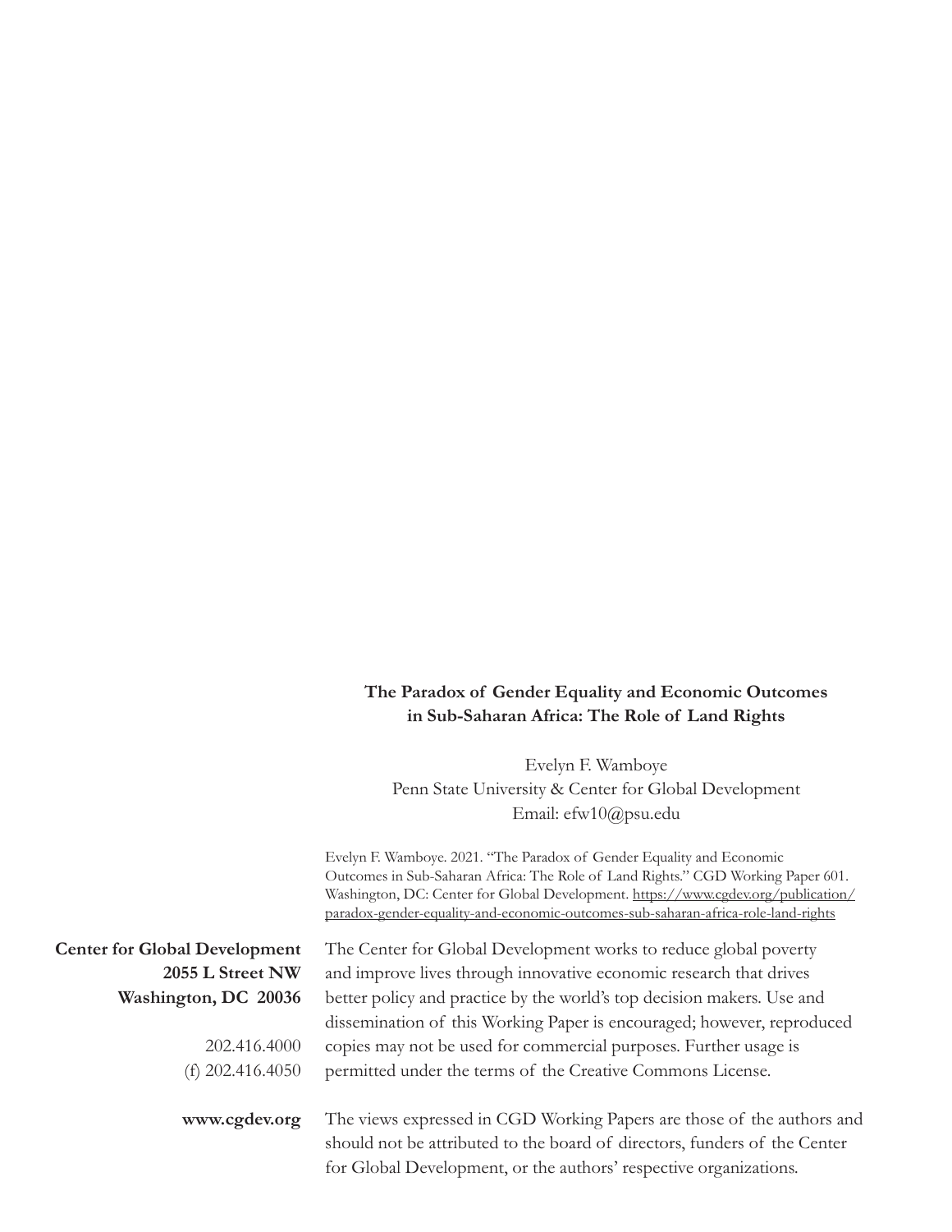**The Paradox of Gender Equality and Economic Outcomes in Sub-Saharan Africa: The Role of Land Rights**

Evelyn F. Wamboye
Penn State University & Center for Global Development
Email: efw10@psu.edu

Evelyn F. Wamboye. 2021. "The Paradox of Gender Equality and Economic Outcomes in Sub-Saharan Africa: The Role of Land Rights." CGD Working Paper 601. Washington, DC: Center for Global Development. https://www.cgdev.org/publication/paradox-gender-equality-and-economic-outcomes-sub-saharan-africa-role-land-rights

**Center for Global Development**
**2055 L Street NW**
**Washington, DC 20036**

202.416.4000
(f) 202.416.4050

**www.cgdev.org**

The Center for Global Development works to reduce global poverty and improve lives through innovative economic research that drives better policy and practice by the world's top decision makers. Use and dissemination of this Working Paper is encouraged; however, reproduced copies may not be used for commercial purposes. Further usage is permitted under the terms of the Creative Commons License.

The views expressed in CGD Working Papers are those of the authors and should not be attributed to the board of directors, funders of the Center for Global Development, or the authors' respective organizations.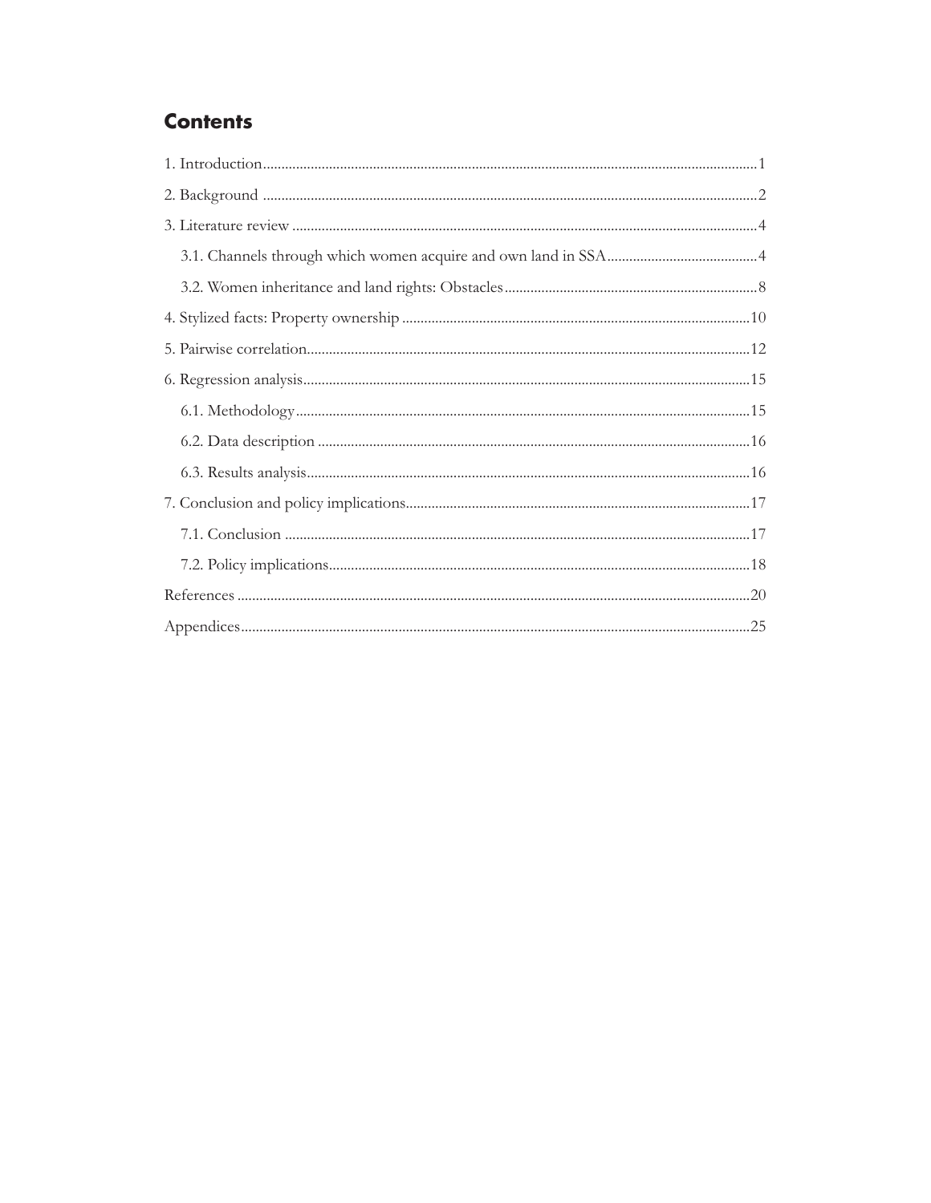## Contents

1. Introduction ..... 1
2. Background ..... 2
3. Literature review ..... 4
   - 3.1. Channels through which women acquire and own land in SSA ..... 4
   - 3.2. Women inheritance and land rights: Obstacles ..... 8
4. Stylized facts: Property ownership ..... 10
5. Pairwise correlation ..... 12
6. Regression analysis ..... 15
   - 6.1. Methodology ..... 15
   - 6.2. Data description ..... 16
   - 6.3. Results analysis ..... 16
7. Conclusion and policy implications ..... 17
   - 7.1. Conclusion ..... 17
   - 7.2. Policy implications ..... 18

References ..... 20

Appendices ..... 25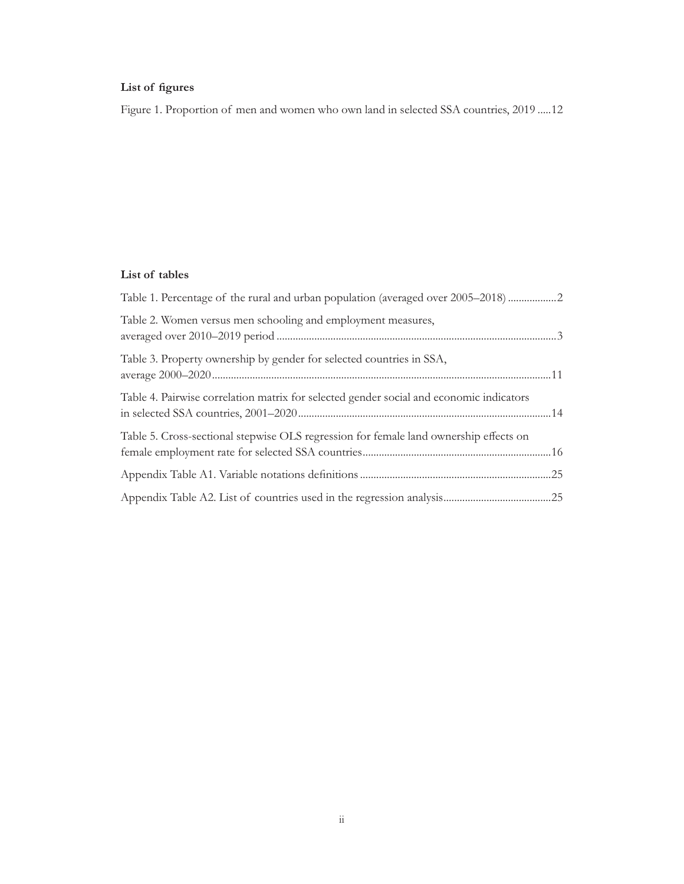### List of figures

Figure 1. Proportion of men and women who own land in selected SSA countries, 2019 .....12

### List of tables

Table 1. Percentage of the rural and urban population (averaged over 2005–2018) ..................2

Table 2. Women versus men schooling and employment measures, averaged over 2010–2019 period .......................................................................................................3

Table 3. Property ownership by gender for selected countries in SSA, average 2000–2020..............................................................................................................11

Table 4. Pairwise correlation matrix for selected gender social and economic indicators in selected SSA countries, 2001–2020.............................................................................................14

Table 5. Cross-sectional stepwise OLS regression for female land ownership effects on female employment rate for selected SSA countries.....................................................................16

Appendix Table A1. Variable notations definitions .......................................................................25

Appendix Table A2. List of countries used in the regression analysis........................................25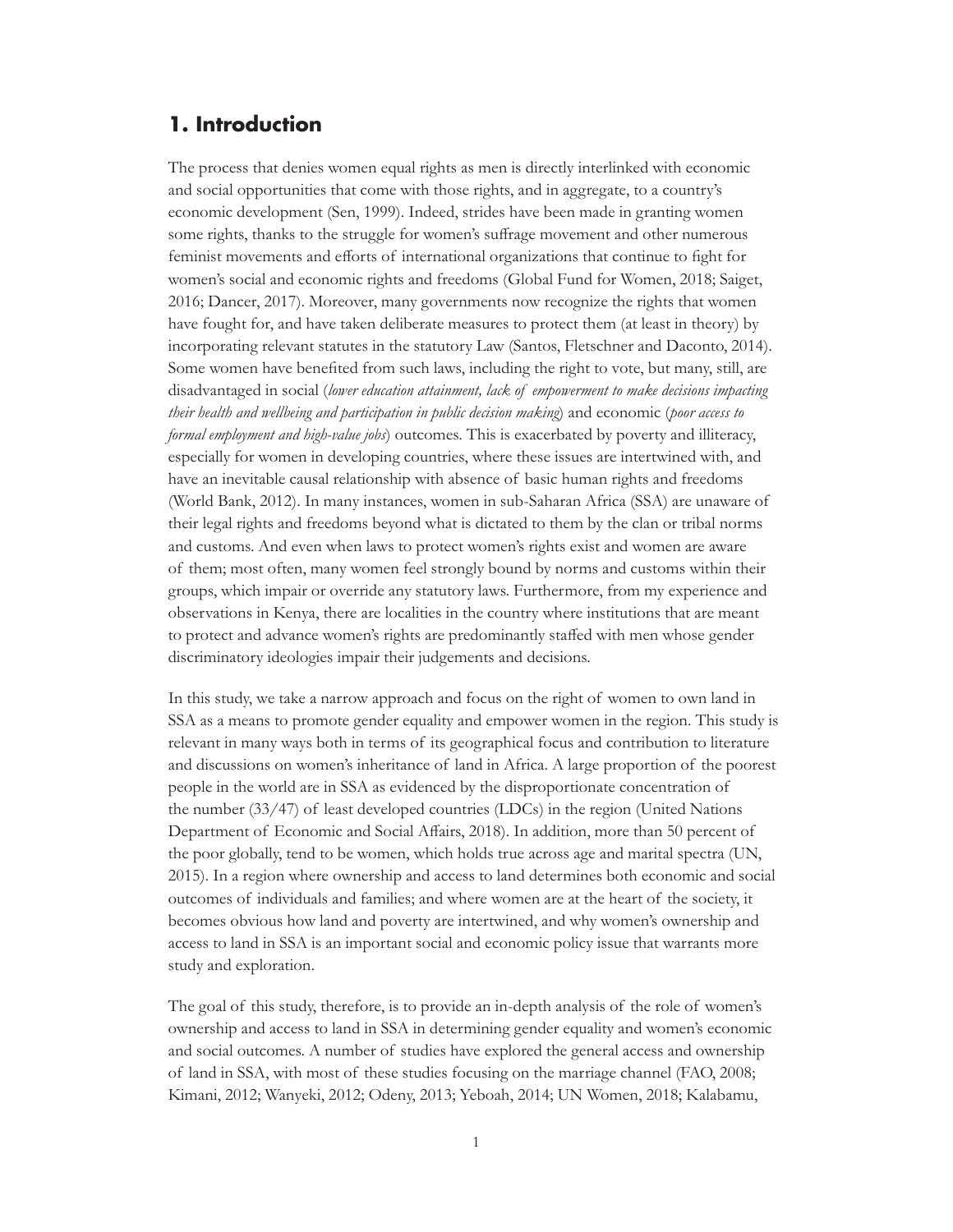## 1. Introduction

The process that denies women equal rights as men is directly interlinked with economic and social opportunities that come with those rights, and in aggregate, to a country's economic development (Sen, 1999). Indeed, strides have been made in granting women some rights, thanks to the struggle for women's suffrage movement and other numerous feminist movements and efforts of international organizations that continue to fight for women's social and economic rights and freedoms (Global Fund for Women, 2018; Saiget, 2016; Dancer, 2017). Moreover, many governments now recognize the rights that women have fought for, and have taken deliberate measures to protect them (at least in theory) by incorporating relevant statutes in the statutory Law (Santos, Fletschner and Daconto, 2014). Some women have benefited from such laws, including the right to vote, but many, still, are disadvantaged in social (*lower education attainment, lack of empowerment to make decisions impacting their health and wellbeing and participation in public decision making*) and economic (*poor access to formal employment and high-value jobs*) outcomes. This is exacerbated by poverty and illiteracy, especially for women in developing countries, where these issues are intertwined with, and have an inevitable causal relationship with absence of basic human rights and freedoms (World Bank, 2012). In many instances, women in sub-Saharan Africa (SSA) are unaware of their legal rights and freedoms beyond what is dictated to them by the clan or tribal norms and customs. And even when laws to protect women's rights exist and women are aware of them; most often, many women feel strongly bound by norms and customs within their groups, which impair or override any statutory laws. Furthermore, from my experience and observations in Kenya, there are localities in the country where institutions that are meant to protect and advance women's rights are predominantly staffed with men whose gender discriminatory ideologies impair their judgements and decisions.

In this study, we take a narrow approach and focus on the right of women to own land in SSA as a means to promote gender equality and empower women in the region. This study is relevant in many ways both in terms of its geographical focus and contribution to literature and discussions on women's inheritance of land in Africa. A large proportion of the poorest people in the world are in SSA as evidenced by the disproportionate concentration of the number (33/47) of least developed countries (LDCs) in the region (United Nations Department of Economic and Social Affairs, 2018). In addition, more than 50 percent of the poor globally, tend to be women, which holds true across age and marital spectra (UN, 2015). In a region where ownership and access to land determines both economic and social outcomes of individuals and families; and where women are at the heart of the society, it becomes obvious how land and poverty are intertwined, and why women's ownership and access to land in SSA is an important social and economic policy issue that warrants more study and exploration.

The goal of this study, therefore, is to provide an in-depth analysis of the role of women's ownership and access to land in SSA in determining gender equality and women's economic and social outcomes. A number of studies have explored the general access and ownership of land in SSA, with most of these studies focusing on the marriage channel (FAO, 2008; Kimani, 2012; Wanyeki, 2012; Odeny, 2013; Yeboah, 2014; UN Women, 2018; Kalabamu,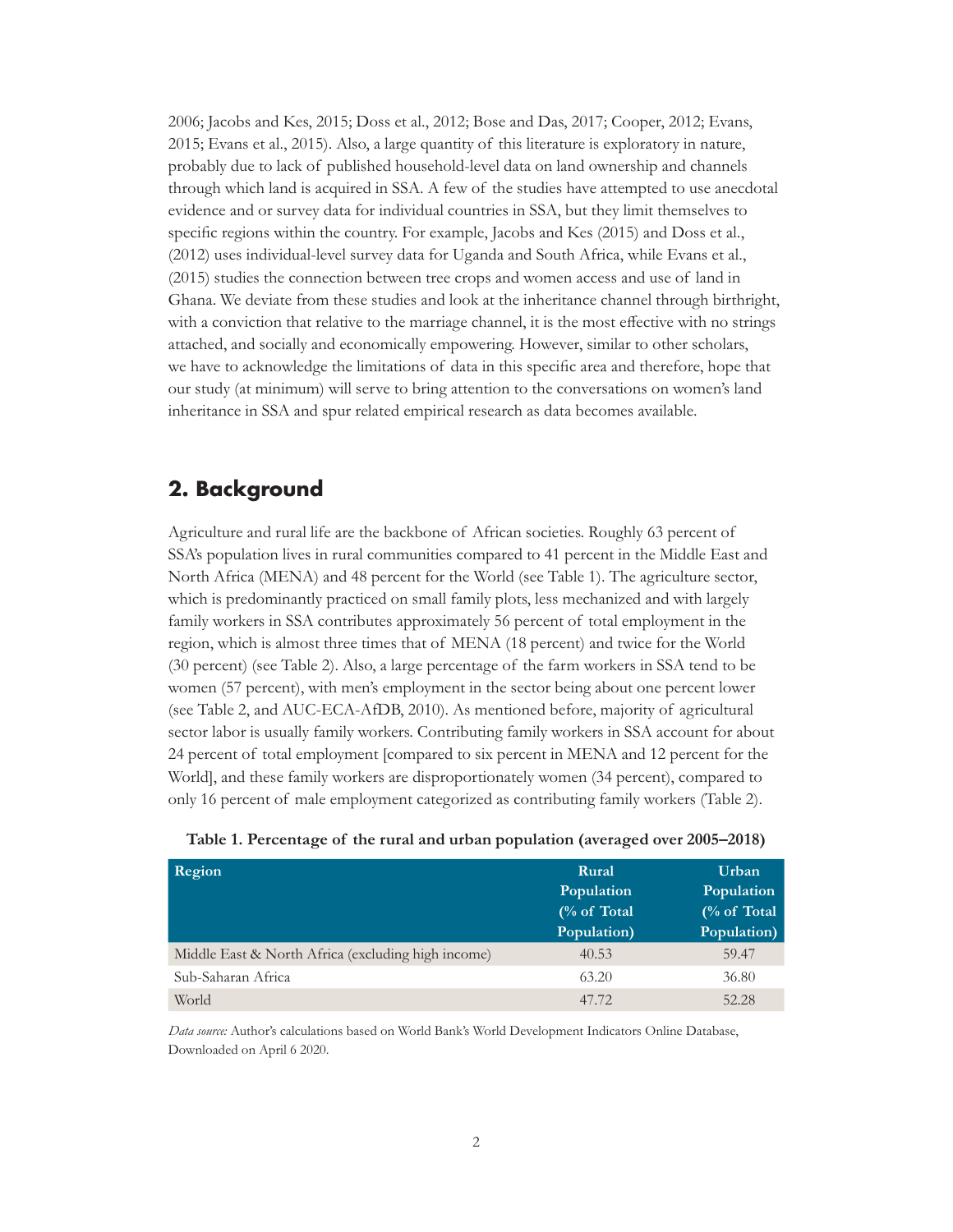2006; Jacobs and Kes, 2015; Doss et al., 2012; Bose and Das, 2017; Cooper, 2012; Evans, 2015; Evans et al., 2015). Also, a large quantity of this literature is exploratory in nature, probably due to lack of published household-level data on land ownership and channels through which land is acquired in SSA. A few of the studies have attempted to use anecdotal evidence and or survey data for individual countries in SSA, but they limit themselves to specific regions within the country. For example, Jacobs and Kes (2015) and Doss et al., (2012) uses individual-level survey data for Uganda and South Africa, while Evans et al., (2015) studies the connection between tree crops and women access and use of land in Ghana. We deviate from these studies and look at the inheritance channel through birthright, with a conviction that relative to the marriage channel, it is the most effective with no strings attached, and socially and economically empowering. However, similar to other scholars, we have to acknowledge the limitations of data in this specific area and therefore, hope that our study (at minimum) will serve to bring attention to the conversations on women's land inheritance in SSA and spur related empirical research as data becomes available.

## 2. Background

Agriculture and rural life are the backbone of African societies. Roughly 63 percent of SSA's population lives in rural communities compared to 41 percent in the Middle East and North Africa (MENA) and 48 percent for the World (see Table 1). The agriculture sector, which is predominantly practiced on small family plots, less mechanized and with largely family workers in SSA contributes approximately 56 percent of total employment in the region, which is almost three times that of MENA (18 percent) and twice for the World (30 percent) (see Table 2). Also, a large percentage of the farm workers in SSA tend to be women (57 percent), with men's employment in the sector being about one percent lower (see Table 2, and AUC-ECA-AfDB, 2010). As mentioned before, majority of agricultural sector labor is usually family workers. Contributing family workers in SSA account for about 24 percent of total employment [compared to six percent in MENA and 12 percent for the World], and these family workers are disproportionately women (34 percent), compared to only 16 percent of male employment categorized as contributing family workers (Table 2).

**Table 1. Percentage of the rural and urban population (averaged over 2005–2018)**

| Region | Rural Population (% of Total Population) | Urban Population (% of Total Population) |
|---|---|---|
| Middle East & North Africa (excluding high income) | 40.53 | 59.47 |
| Sub-Saharan Africa | 63.20 | 36.80 |
| World | 47.72 | 52.28 |

*Data source:* Author's calculations based on World Bank's World Development Indicators Online Database, Downloaded on April 6 2020.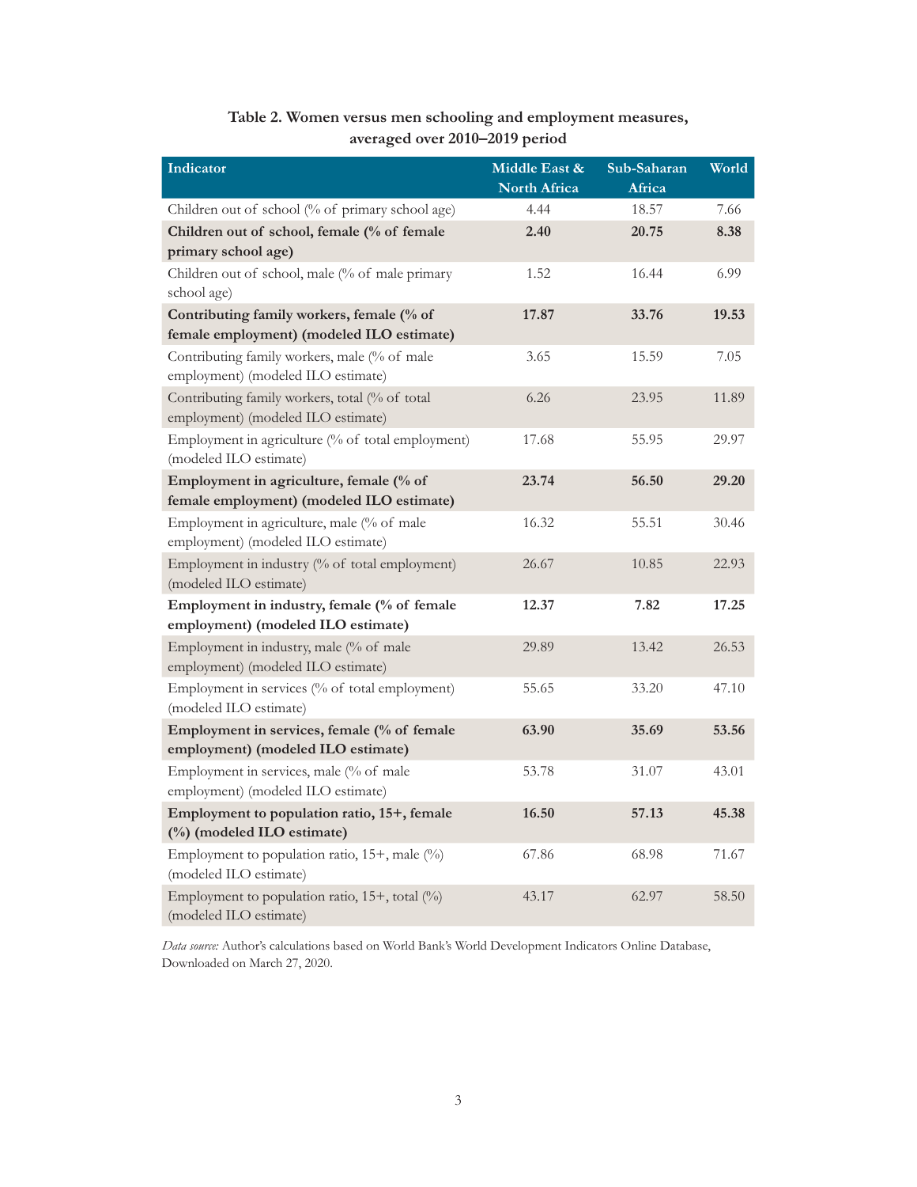**Table 2. Women versus men schooling and employment measures, averaged over 2010–2019 period**

| Indicator | Middle East & North Africa | Sub-Saharan Africa | World |
|---|---|---|---|
| Children out of school (% of primary school age) | 4.44 | 18.57 | 7.66 |
| **Children out of school, female (% of female primary school age)** | **2.40** | **20.75** | **8.38** |
| Children out of school, male (% of male primary school age) | 1.52 | 16.44 | 6.99 |
| **Contributing family workers, female (% of female employment) (modeled ILO estimate)** | **17.87** | **33.76** | **19.53** |
| Contributing family workers, male (% of male employment) (modeled ILO estimate) | 3.65 | 15.59 | 7.05 |
| Contributing family workers, total (% of total employment) (modeled ILO estimate) | 6.26 | 23.95 | 11.89 |
| Employment in agriculture (% of total employment) (modeled ILO estimate) | 17.68 | 55.95 | 29.97 |
| **Employment in agriculture, female (% of female employment) (modeled ILO estimate)** | **23.74** | **56.50** | **29.20** |
| Employment in agriculture, male (% of male employment) (modeled ILO estimate) | 16.32 | 55.51 | 30.46 |
| Employment in industry (% of total employment) (modeled ILO estimate) | 26.67 | 10.85 | 22.93 |
| **Employment in industry, female (% of female employment) (modeled ILO estimate)** | **12.37** | **7.82** | **17.25** |
| Employment in industry, male (% of male employment) (modeled ILO estimate) | 29.89 | 13.42 | 26.53 |
| Employment in services (% of total employment) (modeled ILO estimate) | 55.65 | 33.20 | 47.10 |
| **Employment in services, female (% of female employment) (modeled ILO estimate)** | **63.90** | **35.69** | **53.56** |
| Employment in services, male (% of male employment) (modeled ILO estimate) | 53.78 | 31.07 | 43.01 |
| **Employment to population ratio, 15+, female (%) (modeled ILO estimate)** | **16.50** | **57.13** | **45.38** |
| Employment to population ratio, 15+, male (%) (modeled ILO estimate) | 67.86 | 68.98 | 71.67 |
| Employment to population ratio, 15+, total (%) (modeled ILO estimate) | 43.17 | 62.97 | 58.50 |

*Data source:* Author's calculations based on World Bank's World Development Indicators Online Database, Downloaded on March 27, 2020.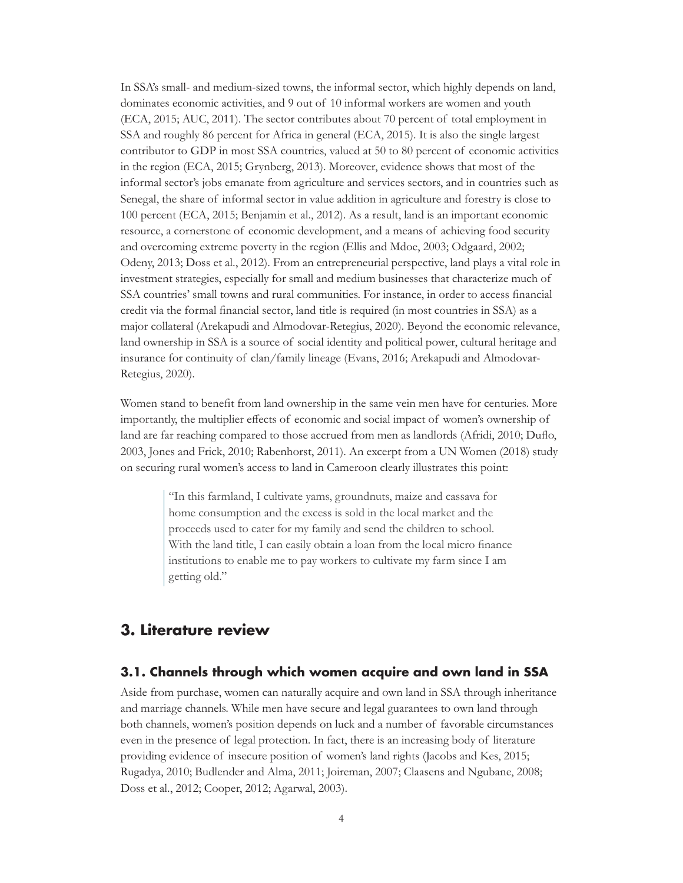In SSA's small- and medium-sized towns, the informal sector, which highly depends on land, dominates economic activities, and 9 out of 10 informal workers are women and youth (ECA, 2015; AUC, 2011). The sector contributes about 70 percent of total employment in SSA and roughly 86 percent for Africa in general (ECA, 2015). It is also the single largest contributor to GDP in most SSA countries, valued at 50 to 80 percent of economic activities in the region (ECA, 2015; Grynberg, 2013). Moreover, evidence shows that most of the informal sector's jobs emanate from agriculture and services sectors, and in countries such as Senegal, the share of informal sector in value addition in agriculture and forestry is close to 100 percent (ECA, 2015; Benjamin et al., 2012). As a result, land is an important economic resource, a cornerstone of economic development, and a means of achieving food security and overcoming extreme poverty in the region (Ellis and Mdoe, 2003; Odgaard, 2002; Odeny, 2013; Doss et al., 2012). From an entrepreneurial perspective, land plays a vital role in investment strategies, especially for small and medium businesses that characterize much of SSA countries' small towns and rural communities. For instance, in order to access financial credit via the formal financial sector, land title is required (in most countries in SSA) as a major collateral (Arekapudi and Almodovar-Retegius, 2020). Beyond the economic relevance, land ownership in SSA is a source of social identity and political power, cultural heritage and insurance for continuity of clan/family lineage (Evans, 2016; Arekapudi and Almodovar-Retegius, 2020).

Women stand to benefit from land ownership in the same vein men have for centuries. More importantly, the multiplier effects of economic and social impact of women's ownership of land are far reaching compared to those accrued from men as landlords (Afridi, 2010; Duflo, 2003, Jones and Frick, 2010; Rabenhorst, 2011). An excerpt from a UN Women (2018) study on securing rural women's access to land in Cameroon clearly illustrates this point:

> "In this farmland, I cultivate yams, groundnuts, maize and cassava for home consumption and the excess is sold in the local market and the proceeds used to cater for my family and send the children to school. With the land title, I can easily obtain a loan from the local micro finance institutions to enable me to pay workers to cultivate my farm since I am getting old."

## 3. Literature review

### 3.1. Channels through which women acquire and own land in SSA

Aside from purchase, women can naturally acquire and own land in SSA through inheritance and marriage channels. While men have secure and legal guarantees to own land through both channels, women's position depends on luck and a number of favorable circumstances even in the presence of legal protection. In fact, there is an increasing body of literature providing evidence of insecure position of women's land rights (Jacobs and Kes, 2015; Rugadya, 2010; Budlender and Alma, 2011; Joireman, 2007; Claasens and Ngubane, 2008; Doss et al., 2012; Cooper, 2012; Agarwal, 2003).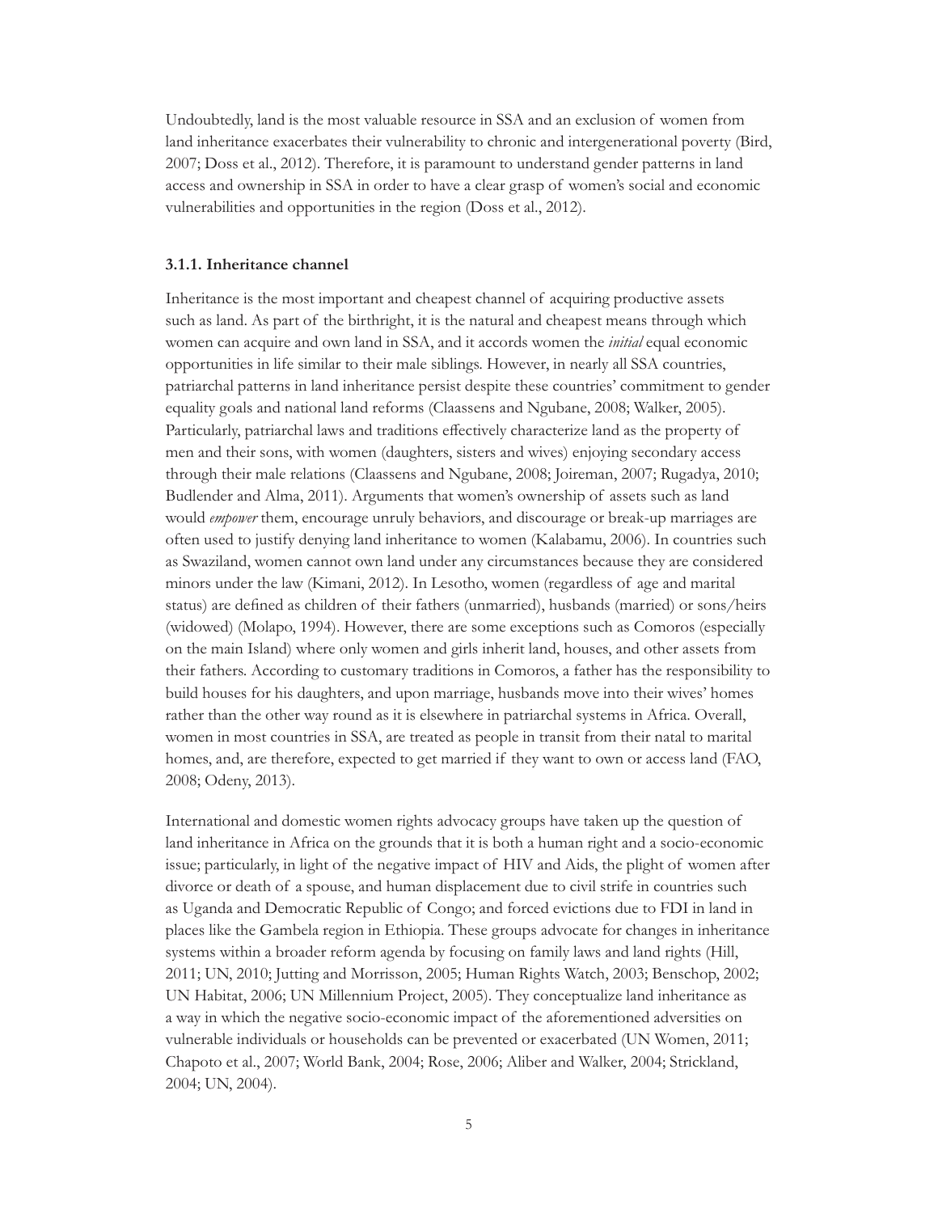Undoubtedly, land is the most valuable resource in SSA and an exclusion of women from land inheritance exacerbates their vulnerability to chronic and intergenerational poverty (Bird, 2007; Doss et al., 2012). Therefore, it is paramount to understand gender patterns in land access and ownership in SSA in order to have a clear grasp of women's social and economic vulnerabilities and opportunities in the region (Doss et al., 2012).

### 3.1.1. Inheritance channel

Inheritance is the most important and cheapest channel of acquiring productive assets such as land. As part of the birthright, it is the natural and cheapest means through which women can acquire and own land in SSA, and it accords women the *initial* equal economic opportunities in life similar to their male siblings. However, in nearly all SSA countries, patriarchal patterns in land inheritance persist despite these countries' commitment to gender equality goals and national land reforms (Claassens and Ngubane, 2008; Walker, 2005). Particularly, patriarchal laws and traditions effectively characterize land as the property of men and their sons, with women (daughters, sisters and wives) enjoying secondary access through their male relations (Claassens and Ngubane, 2008; Joireman, 2007; Rugadya, 2010; Budlender and Alma, 2011). Arguments that women's ownership of assets such as land would *empower* them, encourage unruly behaviors, and discourage or break-up marriages are often used to justify denying land inheritance to women (Kalabamu, 2006). In countries such as Swaziland, women cannot own land under any circumstances because they are considered minors under the law (Kimani, 2012). In Lesotho, women (regardless of age and marital status) are defined as children of their fathers (unmarried), husbands (married) or sons/heirs (widowed) (Molapo, 1994). However, there are some exceptions such as Comoros (especially on the main Island) where only women and girls inherit land, houses, and other assets from their fathers. According to customary traditions in Comoros, a father has the responsibility to build houses for his daughters, and upon marriage, husbands move into their wives' homes rather than the other way round as it is elsewhere in patriarchal systems in Africa. Overall, women in most countries in SSA, are treated as people in transit from their natal to marital homes, and, are therefore, expected to get married if they want to own or access land (FAO, 2008; Odeny, 2013).

International and domestic women rights advocacy groups have taken up the question of land inheritance in Africa on the grounds that it is both a human right and a socio-economic issue; particularly, in light of the negative impact of HIV and Aids, the plight of women after divorce or death of a spouse, and human displacement due to civil strife in countries such as Uganda and Democratic Republic of Congo; and forced evictions due to FDI in land in places like the Gambela region in Ethiopia. These groups advocate for changes in inheritance systems within a broader reform agenda by focusing on family laws and land rights (Hill, 2011; UN, 2010; Jutting and Morrisson, 2005; Human Rights Watch, 2003; Benschop, 2002; UN Habitat, 2006; UN Millennium Project, 2005). They conceptualize land inheritance as a way in which the negative socio-economic impact of the aforementioned adversities on vulnerable individuals or households can be prevented or exacerbated (UN Women, 2011; Chapoto et al., 2007; World Bank, 2004; Rose, 2006; Aliber and Walker, 2004; Strickland, 2004; UN, 2004).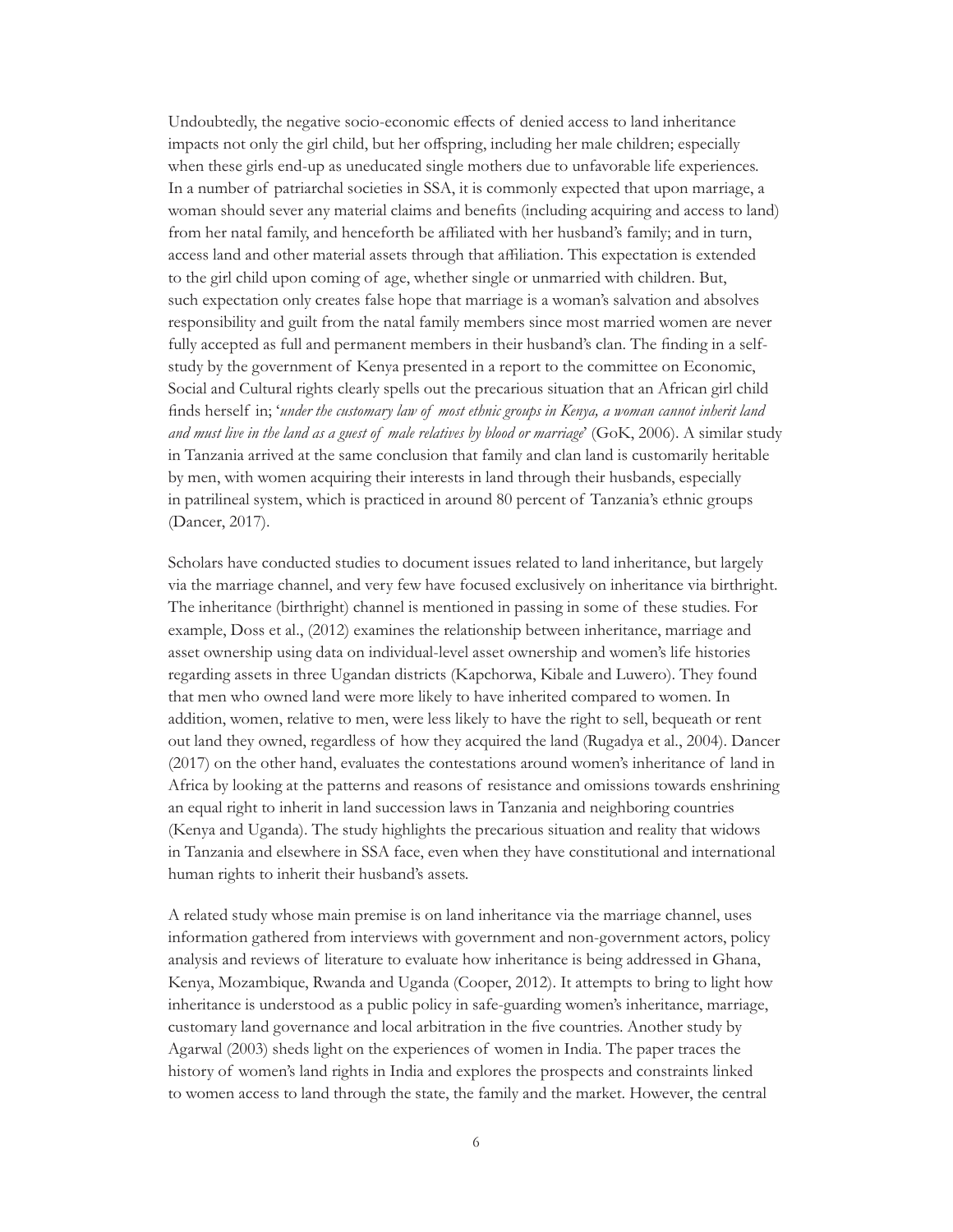Undoubtedly, the negative socio-economic effects of denied access to land inheritance impacts not only the girl child, but her offspring, including her male children; especially when these girls end-up as uneducated single mothers due to unfavorable life experiences. In a number of patriarchal societies in SSA, it is commonly expected that upon marriage, a woman should sever any material claims and benefits (including acquiring and access to land) from her natal family, and henceforth be affiliated with her husband's family; and in turn, access land and other material assets through that affiliation. This expectation is extended to the girl child upon coming of age, whether single or unmarried with children. But, such expectation only creates false hope that marriage is a woman's salvation and absolves responsibility and guilt from the natal family members since most married women are never fully accepted as full and permanent members in their husband's clan. The finding in a self-study by the government of Kenya presented in a report to the committee on Economic, Social and Cultural rights clearly spells out the precarious situation that an African girl child finds herself in; '*under the customary law of most ethnic groups in Kenya, a woman cannot inherit land and must live in the land as a guest of male relatives by blood or marriage*' (GoK, 2006). A similar study in Tanzania arrived at the same conclusion that family and clan land is customarily heritable by men, with women acquiring their interests in land through their husbands, especially in patrilineal system, which is practiced in around 80 percent of Tanzania's ethnic groups (Dancer, 2017).

Scholars have conducted studies to document issues related to land inheritance, but largely via the marriage channel, and very few have focused exclusively on inheritance via birthright. The inheritance (birthright) channel is mentioned in passing in some of these studies. For example, Doss et al., (2012) examines the relationship between inheritance, marriage and asset ownership using data on individual-level asset ownership and women's life histories regarding assets in three Ugandan districts (Kapchorwa, Kibale and Luwero). They found that men who owned land were more likely to have inherited compared to women. In addition, women, relative to men, were less likely to have the right to sell, bequeath or rent out land they owned, regardless of how they acquired the land (Rugadya et al., 2004). Dancer (2017) on the other hand, evaluates the contestations around women's inheritance of land in Africa by looking at the patterns and reasons of resistance and omissions towards enshrining an equal right to inherit in land succession laws in Tanzania and neighboring countries (Kenya and Uganda). The study highlights the precarious situation and reality that widows in Tanzania and elsewhere in SSA face, even when they have constitutional and international human rights to inherit their husband's assets.

A related study whose main premise is on land inheritance via the marriage channel, uses information gathered from interviews with government and non-government actors, policy analysis and reviews of literature to evaluate how inheritance is being addressed in Ghana, Kenya, Mozambique, Rwanda and Uganda (Cooper, 2012). It attempts to bring to light how inheritance is understood as a public policy in safe-guarding women's inheritance, marriage, customary land governance and local arbitration in the five countries. Another study by Agarwal (2003) sheds light on the experiences of women in India. The paper traces the history of women's land rights in India and explores the prospects and constraints linked to women access to land through the state, the family and the market. However, the central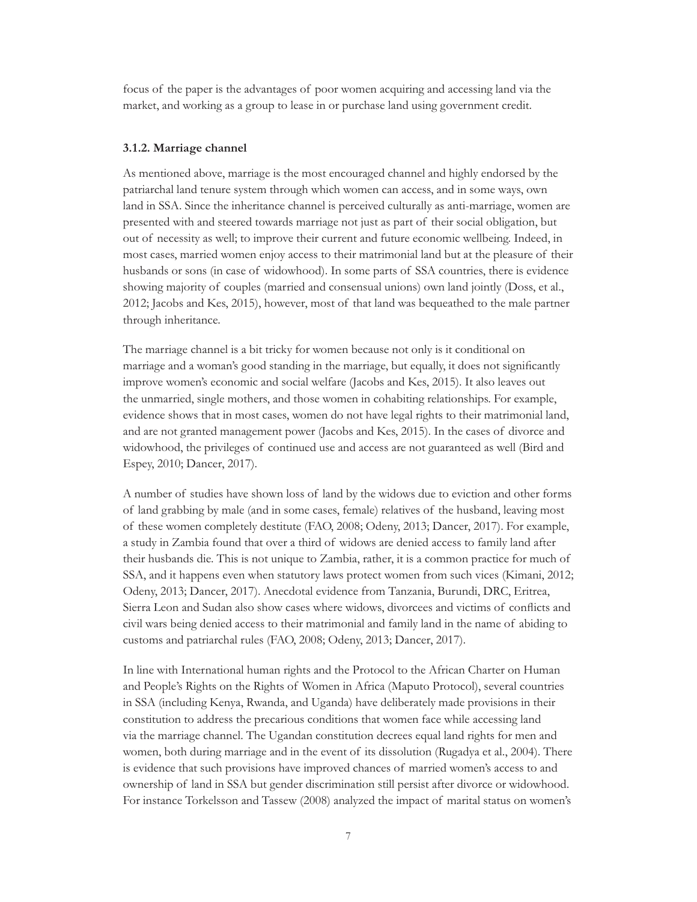focus of the paper is the advantages of poor women acquiring and accessing land via the market, and working as a group to lease in or purchase land using government credit.

#### 3.1.2. Marriage channel

As mentioned above, marriage is the most encouraged channel and highly endorsed by the patriarchal land tenure system through which women can access, and in some ways, own land in SSA. Since the inheritance channel is perceived culturally as anti-marriage, women are presented with and steered towards marriage not just as part of their social obligation, but out of necessity as well; to improve their current and future economic wellbeing. Indeed, in most cases, married women enjoy access to their matrimonial land but at the pleasure of their husbands or sons (in case of widowhood). In some parts of SSA countries, there is evidence showing majority of couples (married and consensual unions) own land jointly (Doss, et al., 2012; Jacobs and Kes, 2015), however, most of that land was bequeathed to the male partner through inheritance.

The marriage channel is a bit tricky for women because not only is it conditional on marriage and a woman's good standing in the marriage, but equally, it does not significantly improve women's economic and social welfare (Jacobs and Kes, 2015). It also leaves out the unmarried, single mothers, and those women in cohabiting relationships. For example, evidence shows that in most cases, women do not have legal rights to their matrimonial land, and are not granted management power (Jacobs and Kes, 2015). In the cases of divorce and widowhood, the privileges of continued use and access are not guaranteed as well (Bird and Espey, 2010; Dancer, 2017).

A number of studies have shown loss of land by the widows due to eviction and other forms of land grabbing by male (and in some cases, female) relatives of the husband, leaving most of these women completely destitute (FAO, 2008; Odeny, 2013; Dancer, 2017). For example, a study in Zambia found that over a third of widows are denied access to family land after their husbands die. This is not unique to Zambia, rather, it is a common practice for much of SSA, and it happens even when statutory laws protect women from such vices (Kimani, 2012; Odeny, 2013; Dancer, 2017). Anecdotal evidence from Tanzania, Burundi, DRC, Eritrea, Sierra Leon and Sudan also show cases where widows, divorcees and victims of conflicts and civil wars being denied access to their matrimonial and family land in the name of abiding to customs and patriarchal rules (FAO, 2008; Odeny, 2013; Dancer, 2017).

In line with International human rights and the Protocol to the African Charter on Human and People's Rights on the Rights of Women in Africa (Maputo Protocol), several countries in SSA (including Kenya, Rwanda, and Uganda) have deliberately made provisions in their constitution to address the precarious conditions that women face while accessing land via the marriage channel. The Ugandan constitution decrees equal land rights for men and women, both during marriage and in the event of its dissolution (Rugadya et al., 2004). There is evidence that such provisions have improved chances of married women's access to and ownership of land in SSA but gender discrimination still persist after divorce or widowhood. For instance Torkelsson and Tassew (2008) analyzed the impact of marital status on women's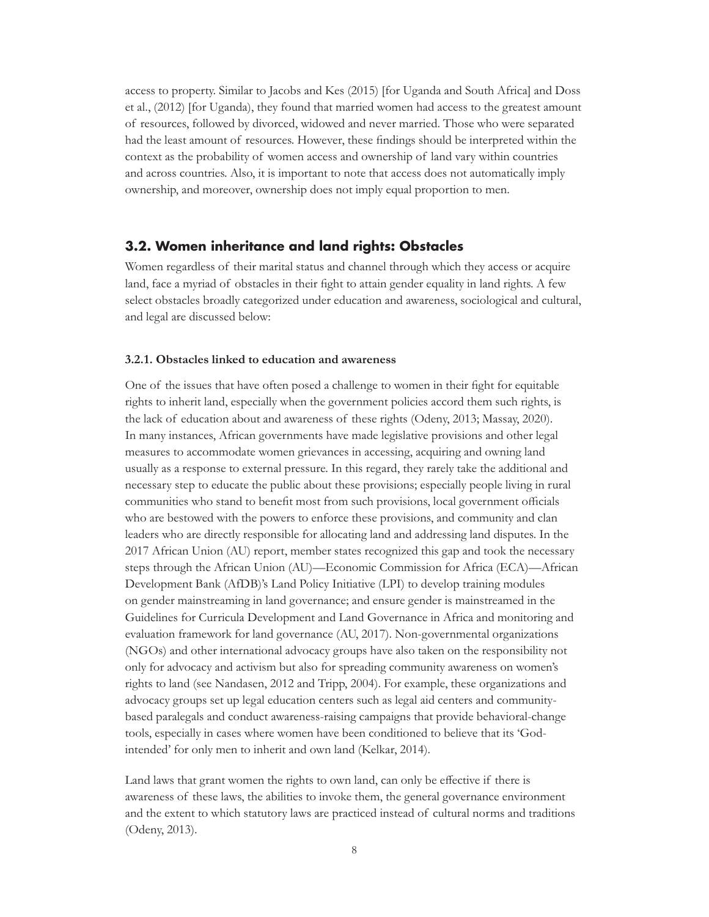access to property. Similar to Jacobs and Kes (2015) [for Uganda and South Africa] and Doss et al., (2012) [for Uganda), they found that married women had access to the greatest amount of resources, followed by divorced, widowed and never married. Those who were separated had the least amount of resources. However, these findings should be interpreted within the context as the probability of women access and ownership of land vary within countries and across countries. Also, it is important to note that access does not automatically imply ownership, and moreover, ownership does not imply equal proportion to men.

## 3.2. Women inheritance and land rights: Obstacles

Women regardless of their marital status and channel through which they access or acquire land, face a myriad of obstacles in their fight to attain gender equality in land rights. A few select obstacles broadly categorized under education and awareness, sociological and cultural, and legal are discussed below:

### 3.2.1. Obstacles linked to education and awareness

One of the issues that have often posed a challenge to women in their fight for equitable rights to inherit land, especially when the government policies accord them such rights, is the lack of education about and awareness of these rights (Odeny, 2013; Massay, 2020). In many instances, African governments have made legislative provisions and other legal measures to accommodate women grievances in accessing, acquiring and owning land usually as a response to external pressure. In this regard, they rarely take the additional and necessary step to educate the public about these provisions; especially people living in rural communities who stand to benefit most from such provisions, local government officials who are bestowed with the powers to enforce these provisions, and community and clan leaders who are directly responsible for allocating land and addressing land disputes. In the 2017 African Union (AU) report, member states recognized this gap and took the necessary steps through the African Union (AU)—Economic Commission for Africa (ECA)—African Development Bank (AfDB)'s Land Policy Initiative (LPI) to develop training modules on gender mainstreaming in land governance; and ensure gender is mainstreamed in the Guidelines for Curricula Development and Land Governance in Africa and monitoring and evaluation framework for land governance (AU, 2017). Non-governmental organizations (NGOs) and other international advocacy groups have also taken on the responsibility not only for advocacy and activism but also for spreading community awareness on women's rights to land (see Nandasen, 2012 and Tripp, 2004). For example, these organizations and advocacy groups set up legal education centers such as legal aid centers and community-based paralegals and conduct awareness-raising campaigns that provide behavioral-change tools, especially in cases where women have been conditioned to believe that its 'God-intended' for only men to inherit and own land (Kelkar, 2014).

Land laws that grant women the rights to own land, can only be effective if there is awareness of these laws, the abilities to invoke them, the general governance environment and the extent to which statutory laws are practiced instead of cultural norms and traditions (Odeny, 2013).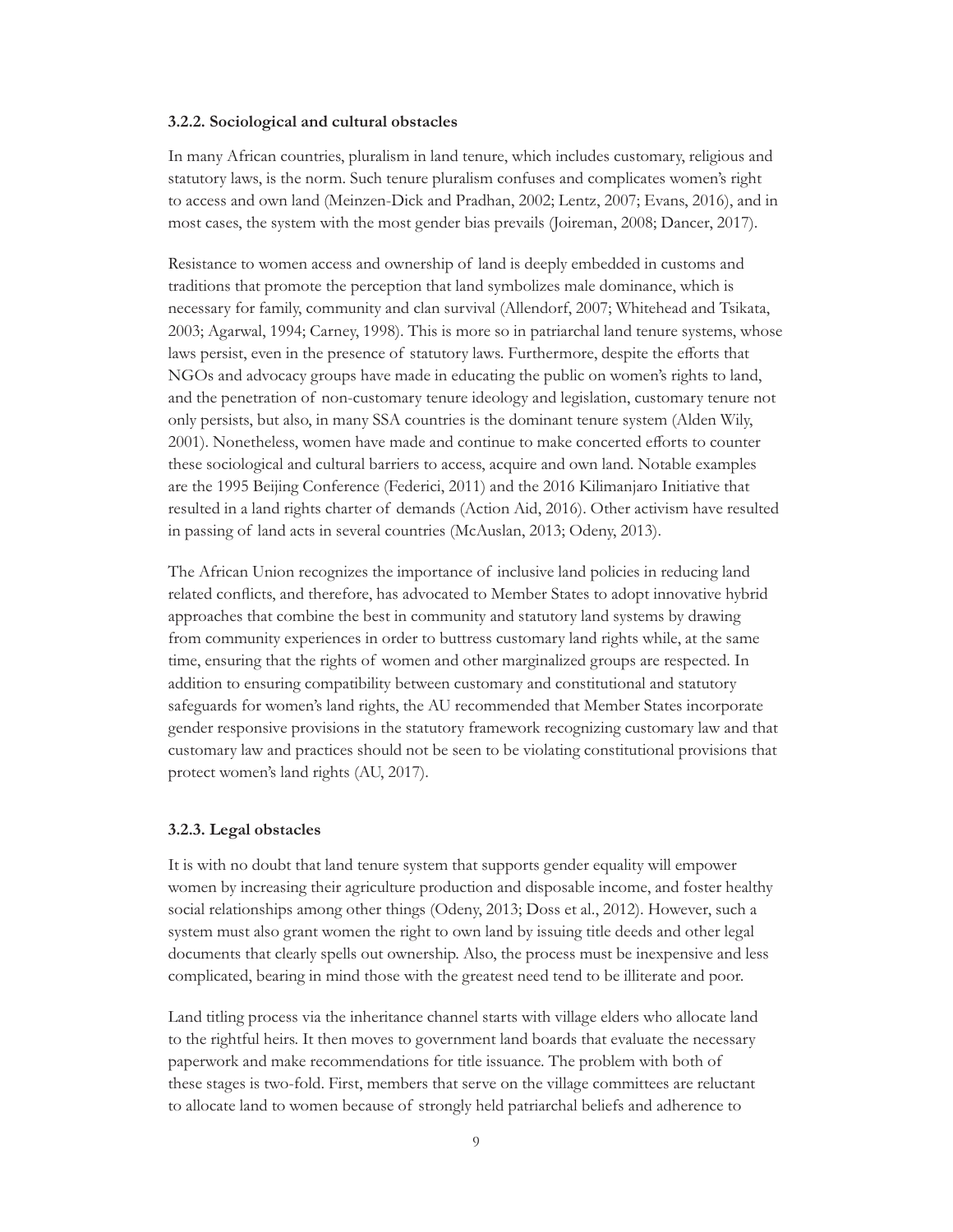### 3.2.2. Sociological and cultural obstacles

In many African countries, pluralism in land tenure, which includes customary, religious and statutory laws, is the norm. Such tenure pluralism confuses and complicates women's right to access and own land (Meinzen-Dick and Pradhan, 2002; Lentz, 2007; Evans, 2016), and in most cases, the system with the most gender bias prevails (Joireman, 2008; Dancer, 2017).

Resistance to women access and ownership of land is deeply embedded in customs and traditions that promote the perception that land symbolizes male dominance, which is necessary for family, community and clan survival (Allendorf, 2007; Whitehead and Tsikata, 2003; Agarwal, 1994; Carney, 1998). This is more so in patriarchal land tenure systems, whose laws persist, even in the presence of statutory laws. Furthermore, despite the efforts that NGOs and advocacy groups have made in educating the public on women's rights to land, and the penetration of non-customary tenure ideology and legislation, customary tenure not only persists, but also, in many SSA countries is the dominant tenure system (Alden Wily, 2001). Nonetheless, women have made and continue to make concerted efforts to counter these sociological and cultural barriers to access, acquire and own land. Notable examples are the 1995 Beijing Conference (Federici, 2011) and the 2016 Kilimanjaro Initiative that resulted in a land rights charter of demands (Action Aid, 2016). Other activism have resulted in passing of land acts in several countries (McAuslan, 2013; Odeny, 2013).

The African Union recognizes the importance of inclusive land policies in reducing land related conflicts, and therefore, has advocated to Member States to adopt innovative hybrid approaches that combine the best in community and statutory land systems by drawing from community experiences in order to buttress customary land rights while, at the same time, ensuring that the rights of women and other marginalized groups are respected. In addition to ensuring compatibility between customary and constitutional and statutory safeguards for women's land rights, the AU recommended that Member States incorporate gender responsive provisions in the statutory framework recognizing customary law and that customary law and practices should not be seen to be violating constitutional provisions that protect women's land rights (AU, 2017).

### 3.2.3. Legal obstacles

It is with no doubt that land tenure system that supports gender equality will empower women by increasing their agriculture production and disposable income, and foster healthy social relationships among other things (Odeny, 2013; Doss et al., 2012). However, such a system must also grant women the right to own land by issuing title deeds and other legal documents that clearly spells out ownership. Also, the process must be inexpensive and less complicated, bearing in mind those with the greatest need tend to be illiterate and poor.

Land titling process via the inheritance channel starts with village elders who allocate land to the rightful heirs. It then moves to government land boards that evaluate the necessary paperwork and make recommendations for title issuance. The problem with both of these stages is two-fold. First, members that serve on the village committees are reluctant to allocate land to women because of strongly held patriarchal beliefs and adherence to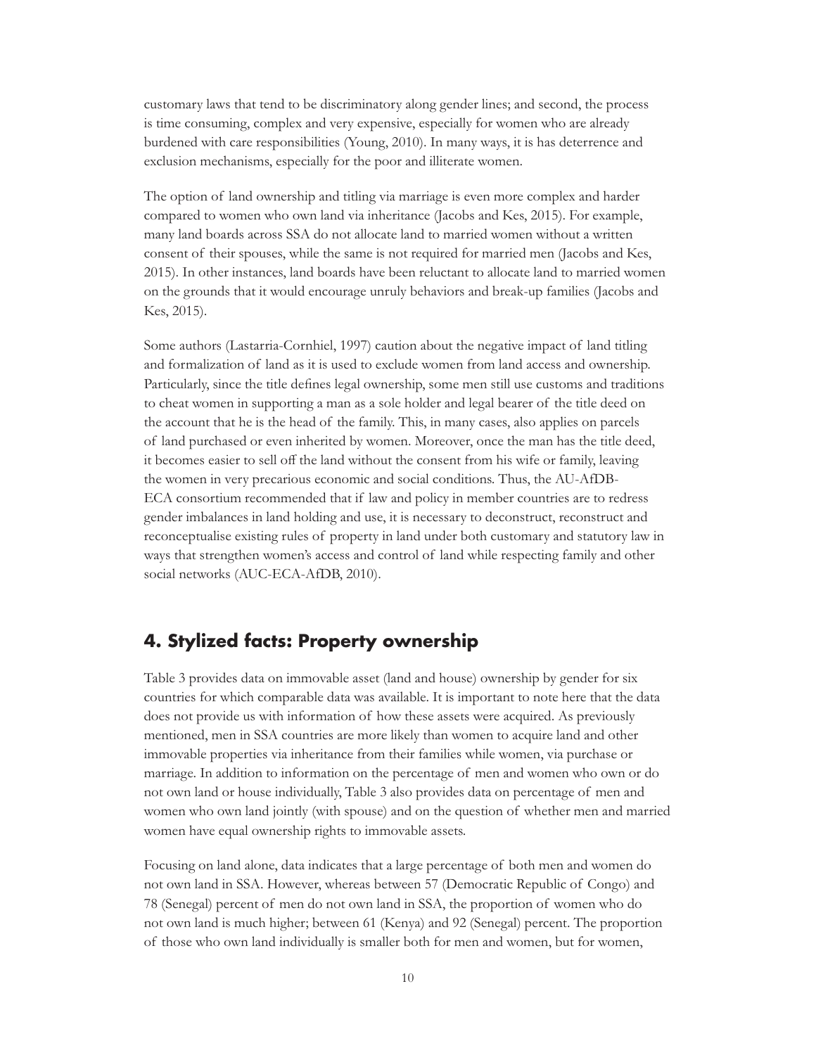customary laws that tend to be discriminatory along gender lines; and second, the process is time consuming, complex and very expensive, especially for women who are already burdened with care responsibilities (Young, 2010). In many ways, it is has deterrence and exclusion mechanisms, especially for the poor and illiterate women.

The option of land ownership and titling via marriage is even more complex and harder compared to women who own land via inheritance (Jacobs and Kes, 2015). For example, many land boards across SSA do not allocate land to married women without a written consent of their spouses, while the same is not required for married men (Jacobs and Kes, 2015). In other instances, land boards have been reluctant to allocate land to married women on the grounds that it would encourage unruly behaviors and break-up families (Jacobs and Kes, 2015).

Some authors (Lastarria-Cornhiel, 1997) caution about the negative impact of land titling and formalization of land as it is used to exclude women from land access and ownership. Particularly, since the title defines legal ownership, some men still use customs and traditions to cheat women in supporting a man as a sole holder and legal bearer of the title deed on the account that he is the head of the family. This, in many cases, also applies on parcels of land purchased or even inherited by women. Moreover, once the man has the title deed, it becomes easier to sell off the land without the consent from his wife or family, leaving the women in very precarious economic and social conditions. Thus, the AU-AfDB-ECA consortium recommended that if law and policy in member countries are to redress gender imbalances in land holding and use, it is necessary to deconstruct, reconstruct and reconceptualise existing rules of property in land under both customary and statutory law in ways that strengthen women's access and control of land while respecting family and other social networks (AUC-ECA-AfDB, 2010).

## 4. Stylized facts: Property ownership

Table 3 provides data on immovable asset (land and house) ownership by gender for six countries for which comparable data was available. It is important to note here that the data does not provide us with information of how these assets were acquired. As previously mentioned, men in SSA countries are more likely than women to acquire land and other immovable properties via inheritance from their families while women, via purchase or marriage. In addition to information on the percentage of men and women who own or do not own land or house individually, Table 3 also provides data on percentage of men and women who own land jointly (with spouse) and on the question of whether men and married women have equal ownership rights to immovable assets.

Focusing on land alone, data indicates that a large percentage of both men and women do not own land in SSA. However, whereas between 57 (Democratic Republic of Congo) and 78 (Senegal) percent of men do not own land in SSA, the proportion of women who do not own land is much higher; between 61 (Kenya) and 92 (Senegal) percent. The proportion of those who own land individually is smaller both for men and women, but for women,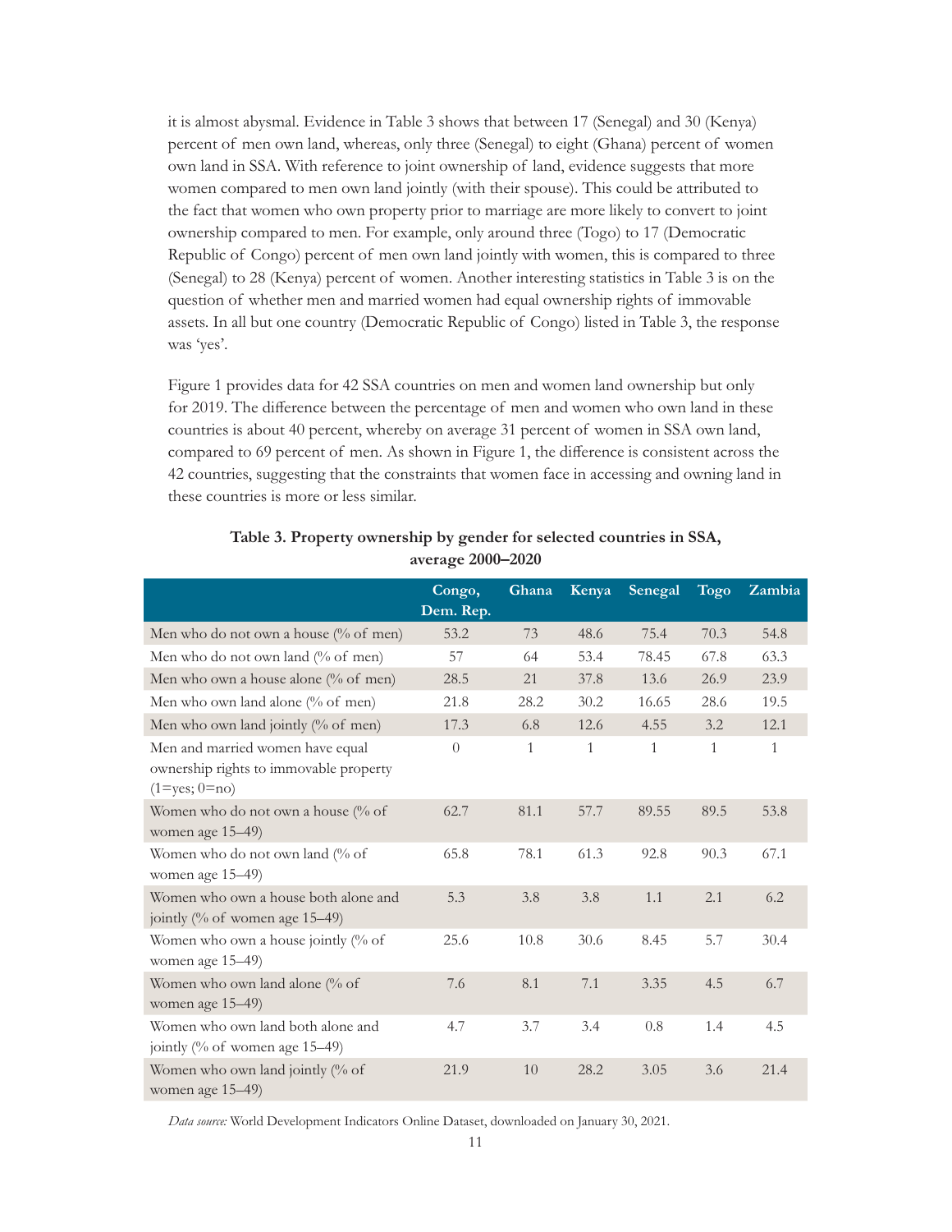it is almost abysmal. Evidence in Table 3 shows that between 17 (Senegal) and 30 (Kenya) percent of men own land, whereas, only three (Senegal) to eight (Ghana) percent of women own land in SSA. With reference to joint ownership of land, evidence suggests that more women compared to men own land jointly (with their spouse). This could be attributed to the fact that women who own property prior to marriage are more likely to convert to joint ownership compared to men. For example, only around three (Togo) to 17 (Democratic Republic of Congo) percent of men own land jointly with women, this is compared to three (Senegal) to 28 (Kenya) percent of women. Another interesting statistics in Table 3 is on the question of whether men and married women had equal ownership rights of immovable assets. In all but one country (Democratic Republic of Congo) listed in Table 3, the response was 'yes'.

Figure 1 provides data for 42 SSA countries on men and women land ownership but only for 2019. The difference between the percentage of men and women who own land in these countries is about 40 percent, whereby on average 31 percent of women in SSA own land, compared to 69 percent of men. As shown in Figure 1, the difference is consistent across the 42 countries, suggesting that the constraints that women face in accessing and owning land in these countries is more or less similar.

**Table 3. Property ownership by gender for selected countries in SSA, average 2000–2020**

| | Congo, Dem. Rep. | Ghana | Kenya | Senegal | Togo | Zambia |
|---|---|---|---|---|---|---|
| Men who do not own a house (% of men) | 53.2 | 73 | 48.6 | 75.4 | 70.3 | 54.8 |
| Men who do not own land (% of men) | 57 | 64 | 53.4 | 78.45 | 67.8 | 63.3 |
| Men who own a house alone (% of men) | 28.5 | 21 | 37.8 | 13.6 | 26.9 | 23.9 |
| Men who own land alone (% of men) | 21.8 | 28.2 | 30.2 | 16.65 | 28.6 | 19.5 |
| Men who own land jointly (% of men) | 17.3 | 6.8 | 12.6 | 4.55 | 3.2 | 12.1 |
| Men and married women have equal ownership rights to immovable property (1=yes; 0=no) | 0 | 1 | 1 | 1 | 1 | 1 |
| Women who do not own a house (% of women age 15–49) | 62.7 | 81.1 | 57.7 | 89.55 | 89.5 | 53.8 |
| Women who do not own land (% of women age 15–49) | 65.8 | 78.1 | 61.3 | 92.8 | 90.3 | 67.1 |
| Women who own a house both alone and jointly (% of women age 15–49) | 5.3 | 3.8 | 3.8 | 1.1 | 2.1 | 6.2 |
| Women who own a house jointly (% of women age 15–49) | 25.6 | 10.8 | 30.6 | 8.45 | 5.7 | 30.4 |
| Women who own land alone (% of women age 15–49) | 7.6 | 8.1 | 7.1 | 3.35 | 4.5 | 6.7 |
| Women who own land both alone and jointly (% of women age 15–49) | 4.7 | 3.7 | 3.4 | 0.8 | 1.4 | 4.5 |
| Women who own land jointly (% of women age 15–49) | 21.9 | 10 | 28.2 | 3.05 | 3.6 | 21.4 |

*Data source:* World Development Indicators Online Dataset, downloaded on January 30, 2021.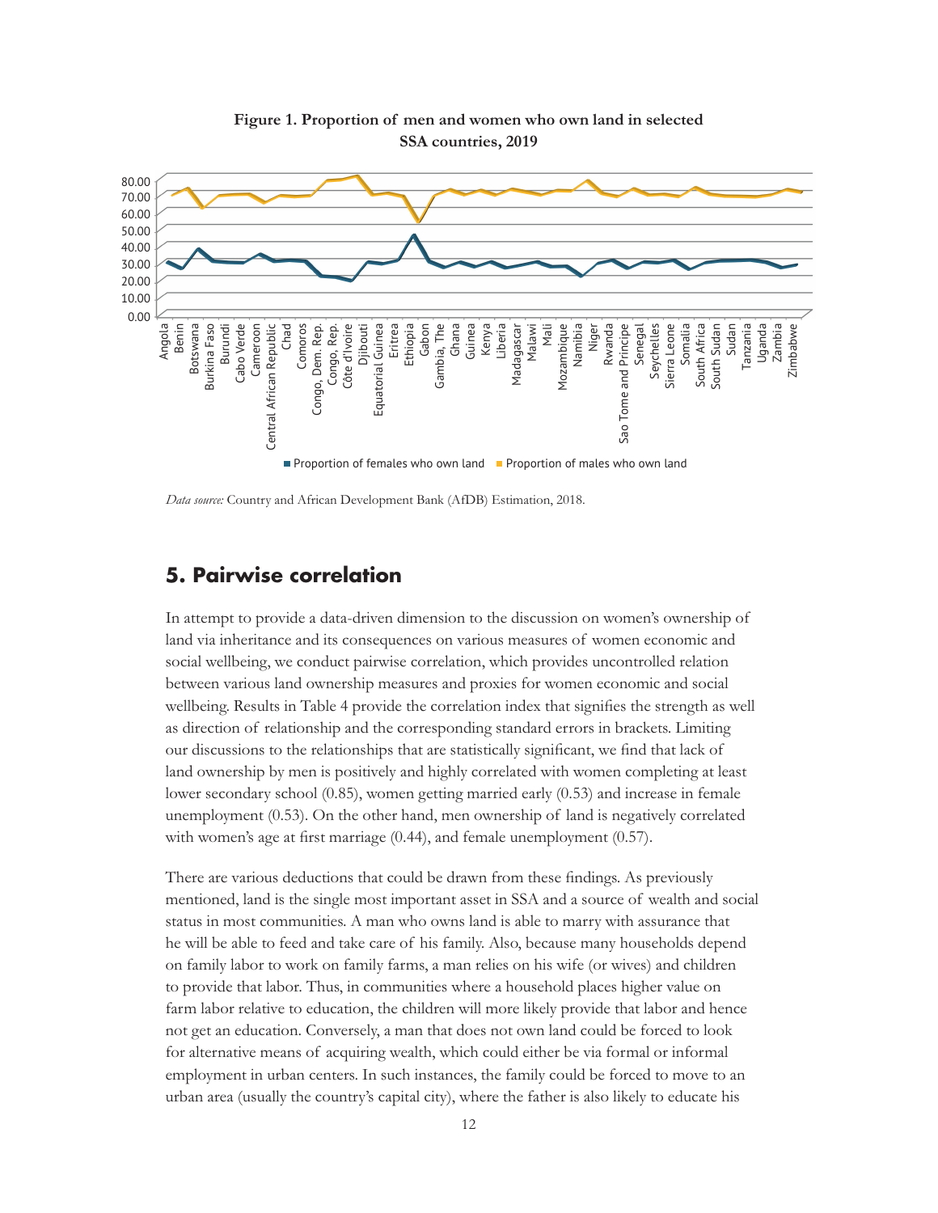**Figure 1. Proportion of men and women who own land in selected SSA countries, 2019**

*Data source:* Country and African Development Bank (AfDB) Estimation, 2018.

## 5. Pairwise correlation

In attempt to provide a data-driven dimension to the discussion on women's ownership of land via inheritance and its consequences on various measures of women economic and social wellbeing, we conduct pairwise correlation, which provides uncontrolled relation between various land ownership measures and proxies for women economic and social wellbeing. Results in Table 4 provide the correlation index that signifies the strength as well as direction of relationship and the corresponding standard errors in brackets. Limiting our discussions to the relationships that are statistically significant, we find that lack of land ownership by men is positively and highly correlated with women completing at least lower secondary school (0.85), women getting married early (0.53) and increase in female unemployment (0.53). On the other hand, men ownership of land is negatively correlated with women's age at first marriage (0.44), and female unemployment (0.57).

There are various deductions that could be drawn from these findings. As previously mentioned, land is the single most important asset in SSA and a source of wealth and social status in most communities. A man who owns land is able to marry with assurance that he will be able to feed and take care of his family. Also, because many households depend on family labor to work on family farms, a man relies on his wife (or wives) and children to provide that labor. Thus, in communities where a household places higher value on farm labor relative to education, the children will more likely provide that labor and hence not get an education. Conversely, a man that does not own land could be forced to look for alternative means of acquiring wealth, which could either be via formal or informal employment in urban centers. In such instances, the family could be forced to move to an urban area (usually the country's capital city), where the father is also likely to educate his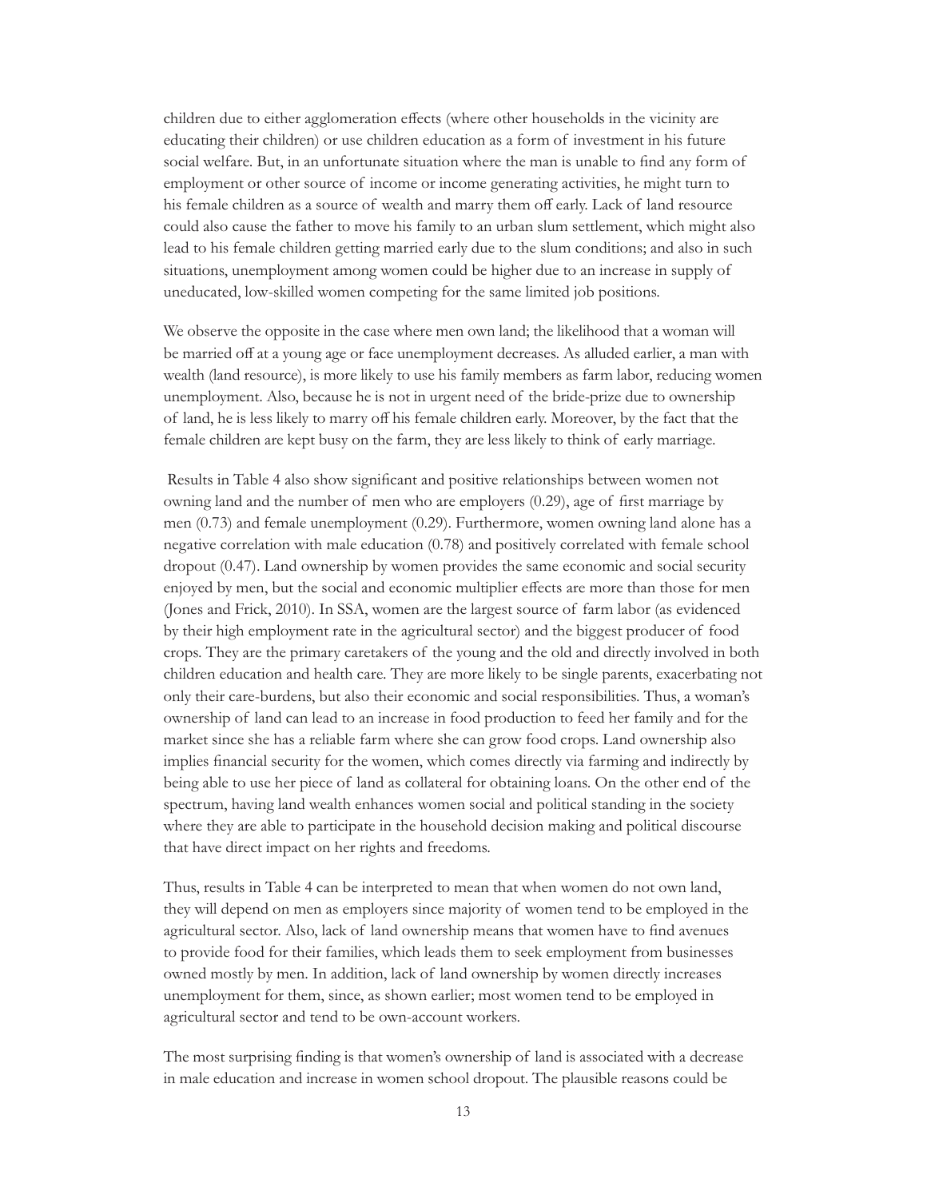children due to either agglomeration effects (where other households in the vicinity are educating their children) or use children education as a form of investment in his future social welfare. But, in an unfortunate situation where the man is unable to find any form of employment or other source of income or income generating activities, he might turn to his female children as a source of wealth and marry them off early. Lack of land resource could also cause the father to move his family to an urban slum settlement, which might also lead to his female children getting married early due to the slum conditions; and also in such situations, unemployment among women could be higher due to an increase in supply of uneducated, low-skilled women competing for the same limited job positions.

We observe the opposite in the case where men own land; the likelihood that a woman will be married off at a young age or face unemployment decreases. As alluded earlier, a man with wealth (land resource), is more likely to use his family members as farm labor, reducing women unemployment. Also, because he is not in urgent need of the bride-prize due to ownership of land, he is less likely to marry off his female children early. Moreover, by the fact that the female children are kept busy on the farm, they are less likely to think of early marriage.

Results in Table 4 also show significant and positive relationships between women not owning land and the number of men who are employers (0.29), age of first marriage by men (0.73) and female unemployment (0.29). Furthermore, women owning land alone has a negative correlation with male education (0.78) and positively correlated with female school dropout (0.47). Land ownership by women provides the same economic and social security enjoyed by men, but the social and economic multiplier effects are more than those for men (Jones and Frick, 2010). In SSA, women are the largest source of farm labor (as evidenced by their high employment rate in the agricultural sector) and the biggest producer of food crops. They are the primary caretakers of the young and the old and directly involved in both children education and health care. They are more likely to be single parents, exacerbating not only their care-burdens, but also their economic and social responsibilities. Thus, a woman's ownership of land can lead to an increase in food production to feed her family and for the market since she has a reliable farm where she can grow food crops. Land ownership also implies financial security for the women, which comes directly via farming and indirectly by being able to use her piece of land as collateral for obtaining loans. On the other end of the spectrum, having land wealth enhances women social and political standing in the society where they are able to participate in the household decision making and political discourse that have direct impact on her rights and freedoms.

Thus, results in Table 4 can be interpreted to mean that when women do not own land, they will depend on men as employers since majority of women tend to be employed in the agricultural sector. Also, lack of land ownership means that women have to find avenues to provide food for their families, which leads them to seek employment from businesses owned mostly by men. In addition, lack of land ownership by women directly increases unemployment for them, since, as shown earlier; most women tend to be employed in agricultural sector and tend to be own-account workers.

The most surprising finding is that women's ownership of land is associated with a decrease in male education and increase in women school dropout. The plausible reasons could be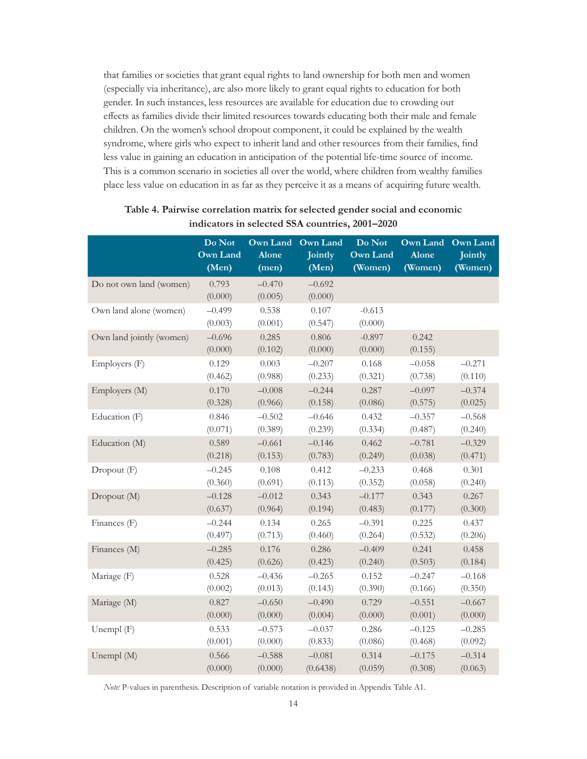that families or societies that grant equal rights to land ownership for both men and women (especially via inheritance), are also more likely to grant equal rights to education for both gender. In such instances, less resources are available for education due to crowding out effects as families divide their limited resources towards educating both their male and female children. On the women's school dropout component, it could be explained by the wealth syndrome, where girls who expect to inherit land and other resources from their families, find less value in gaining an education in anticipation of the potential life-time source of income. This is a common scenario in societies all over the world, where children from wealthy families place less value on education in as far as they perceive it as a means of acquiring future wealth.

**Table 4. Pairwise correlation matrix for selected gender social and economic indicators in selected SSA countries, 2001–2020**

| | Do Not Own Land (Men) | Own Land Alone (men) | Own Land Jointly (Men) | Do Not Own Land (Women) | Own Land Alone (Women) | Own Land Jointly (Women) |
|---|---|---|---|---|---|---|
| Do not own land (women) | 0.793 | –0.470 | –0.692 | | | |
| | (0.000) | (0.005) | (0.000) | | | |
| Own land alone (women) | –0.499 | 0.538 | 0.107 | -0.613 | | |
| | (0.003) | (0.001) | (0.547) | (0.000) | | |
| Own land jointly (women) | –0.696 | 0.285 | 0.806 | -0.897 | 0.242 | |
| | (0.000) | (0.102) | (0.000) | (0.000) | (0.155) | |
| Employers (F) | 0.129 | 0.003 | –0.207 | 0.168 | –0.058 | –0.271 |
| | (0.462) | (0.988) | (0.233) | (0.321) | (0.738) | (0.110) |
| Employers (M) | 0.170 | –0.008 | –0.244 | 0.287 | –0.097 | –0.374 |
| | (0.328) | (0.966) | (0.158) | (0.086) | (0.575) | (0.025) |
| Education (F) | 0.846 | –0.502 | –0.646 | 0.432 | –0.357 | –0.568 |
| | (0.071) | (0.389) | (0.239) | (0.334) | (0.487) | (0.240) |
| Education (M) | 0.589 | –0.661 | –0.146 | 0.462 | –0.781 | –0.329 |
| | (0.218) | (0.153) | (0.783) | (0.249) | (0.038) | (0.471) |
| Dropout (F) | –0.245 | 0.108 | 0.412 | –0.233 | 0.468 | 0.301 |
| | (0.360) | (0.691) | (0.113) | (0.352) | (0.058) | (0.240) |
| Dropout (M) | –0.128 | –0.012 | 0.343 | –0.177 | 0.343 | 0.267 |
| | (0.637) | (0.964) | (0.194) | (0.483) | (0.177) | (0.300) |
| Finances (F) | –0.244 | 0.134 | 0.265 | –0.391 | 0.225 | 0.437 |
| | (0.497) | (0.713) | (0.460) | (0.264) | (0.532) | (0.206) |
| Finances (M) | –0.285 | 0.176 | 0.286 | –0.409 | 0.241 | 0.458 |
| | (0.425) | (0.626) | (0.423) | (0.240) | (0.503) | (0.184) |
| Mariage (F) | 0.528 | –0.436 | –0.265 | 0.152 | –0.247 | –0.168 |
| | (0.002) | (0.013) | (0.143) | (0.390) | (0.166) | (0.350) |
| Mariage (M) | 0.827 | –0.650 | –0.490 | 0.729 | –0.551 | –0.667 |
| | (0.000) | (0.000) | (0.004) | (0.000) | (0.001) | (0.000) |
| Unempl (F) | 0.533 | –0.573 | –0.037 | 0.286 | –0.125 | –0.285 |
| | (0.001) | (0.000) | (0.833) | (0.086) | (0.468) | (0.092) |
| Unempl (M) | 0.566 | –0.588 | –0.081 | 0.314 | –0.175 | –0.314 |
| | (0.000) | (0.000) | (0.6438) | (0.059) | (0.308) | (0.063) |

*Note:* P-values in parenthesis. Description of variable notation is provided in Appendix Table A1.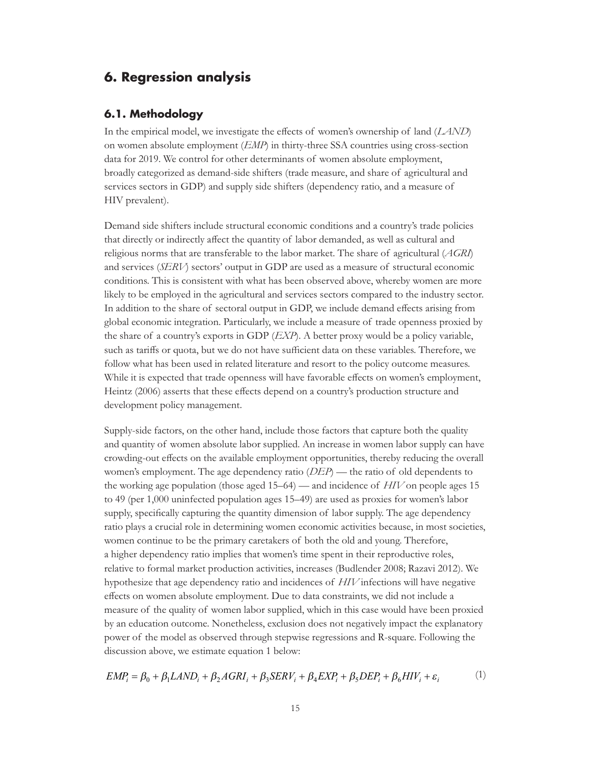## 6. Regression analysis

### 6.1. Methodology

In the empirical model, we investigate the effects of women's ownership of land (*LAND*) on women absolute employment (*EMP*) in thirty-three SSA countries using cross-section data for 2019. We control for other determinants of women absolute employment, broadly categorized as demand-side shifters (trade measure, and share of agricultural and services sectors in GDP) and supply side shifters (dependency ratio, and a measure of HIV prevalent).

Demand side shifters include structural economic conditions and a country's trade policies that directly or indirectly affect the quantity of labor demanded, as well as cultural and religious norms that are transferable to the labor market. The share of agricultural (*AGRI*) and services (*SERV*) sectors' output in GDP are used as a measure of structural economic conditions. This is consistent with what has been observed above, whereby women are more likely to be employed in the agricultural and services sectors compared to the industry sector. In addition to the share of sectoral output in GDP, we include demand effects arising from global economic integration. Particularly, we include a measure of trade openness proxied by the share of a country's exports in GDP (*EXP*). A better proxy would be a policy variable, such as tariffs or quota, but we do not have sufficient data on these variables. Therefore, we follow what has been used in related literature and resort to the policy outcome measures. While it is expected that trade openness will have favorable effects on women's employment, Heintz (2006) asserts that these effects depend on a country's production structure and development policy management.

Supply-side factors, on the other hand, include those factors that capture both the quality and quantity of women absolute labor supplied. An increase in women labor supply can have crowding-out effects on the available employment opportunities, thereby reducing the overall women's employment. The age dependency ratio (*DEP*) — the ratio of old dependents to the working age population (those aged 15–64) — and incidence of *HIV* on people ages 15 to 49 (per 1,000 uninfected population ages 15–49) are used as proxies for women's labor supply, specifically capturing the quantity dimension of labor supply. The age dependency ratio plays a crucial role in determining women economic activities because, in most societies, women continue to be the primary caretakers of both the old and young. Therefore, a higher dependency ratio implies that women's time spent in their reproductive roles, relative to formal market production activities, increases (Budlender 2008; Razavi 2012). We hypothesize that age dependency ratio and incidences of *HIV* infections will have negative effects on women absolute employment. Due to data constraints, we did not include a measure of the quality of women labor supplied, which in this case would have been proxied by an education outcome. Nonetheless, exclusion does not negatively impact the explanatory power of the model as observed through stepwise regressions and R-square. Following the discussion above, we estimate equation 1 below:

$$EMP_i = \beta_0 + \beta_1 LAND_i + \beta_2 AGRI_i + \beta_3 SERV_i + \beta_4 EXP_i + \beta_5 DEP_i + \beta_6 HIV_i + \varepsilon_i \tag{1}$$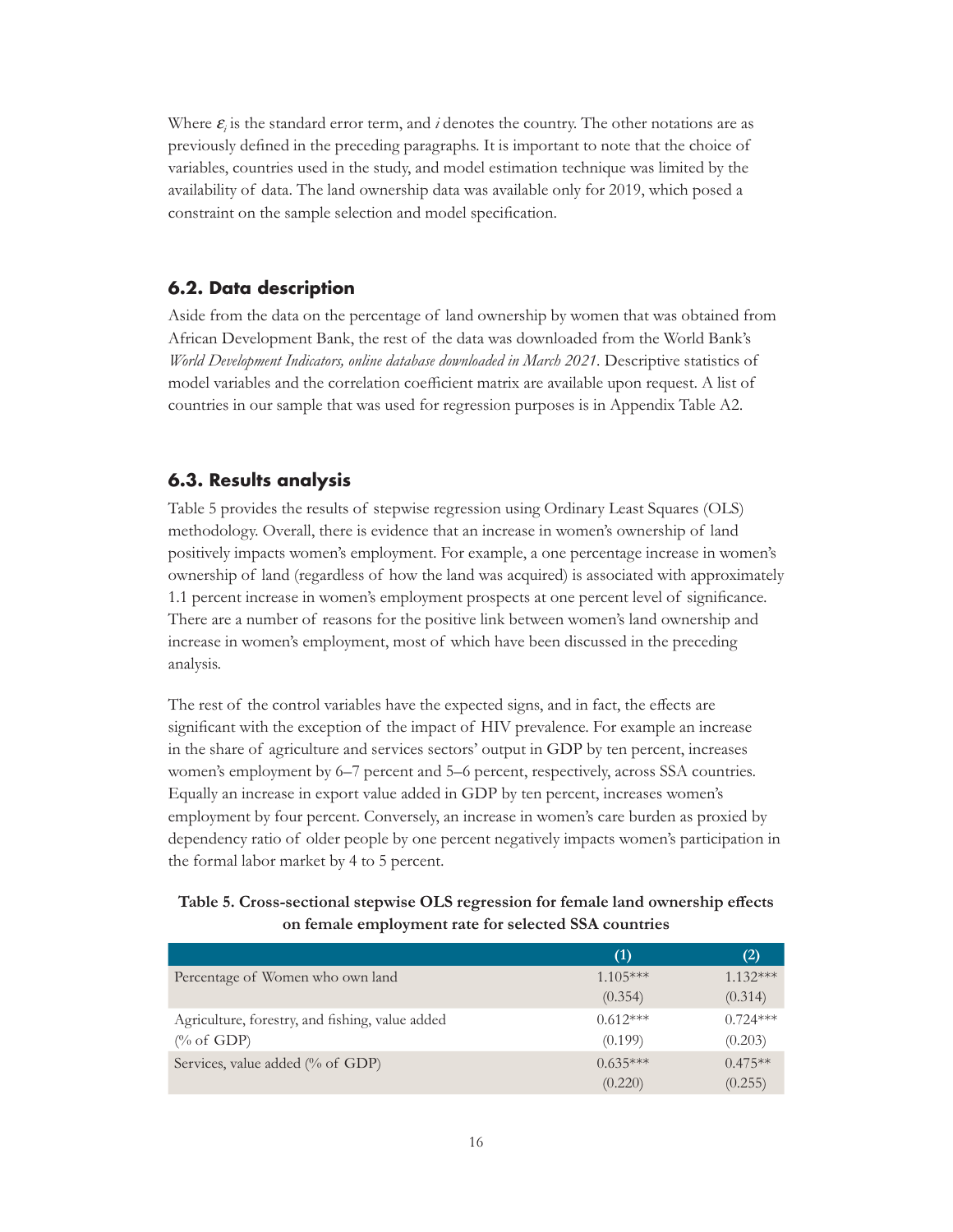Where $\varepsilon_i$ is the standard error term, and $i$ denotes the country. The other notations are as previously defined in the preceding paragraphs. It is important to note that the choice of variables, countries used in the study, and model estimation technique was limited by the availability of data. The land ownership data was available only for 2019, which posed a constraint on the sample selection and model specification.

### 6.2. Data description

Aside from the data on the percentage of land ownership by women that was obtained from African Development Bank, the rest of the data was downloaded from the World Bank's *World Development Indicators, online database downloaded in March 2021*. Descriptive statistics of model variables and the correlation coefficient matrix are available upon request. A list of countries in our sample that was used for regression purposes is in Appendix Table A2.

### 6.3. Results analysis

Table 5 provides the results of stepwise regression using Ordinary Least Squares (OLS) methodology. Overall, there is evidence that an increase in women's ownership of land positively impacts women's employment. For example, a one percentage increase in women's ownership of land (regardless of how the land was acquired) is associated with approximately 1.1 percent increase in women's employment prospects at one percent level of significance. There are a number of reasons for the positive link between women's land ownership and increase in women's employment, most of which have been discussed in the preceding analysis.

The rest of the control variables have the expected signs, and in fact, the effects are significant with the exception of the impact of HIV prevalence. For example an increase in the share of agriculture and services sectors' output in GDP by ten percent, increases women's employment by 6–7 percent and 5–6 percent, respectively, across SSA countries. Equally an increase in export value added in GDP by ten percent, increases women's employment by four percent. Conversely, an increase in women's care burden as proxied by dependency ratio of older people by one percent negatively impacts women's participation in the formal labor market by 4 to 5 percent.

**Table 5. Cross-sectional stepwise OLS regression for female land ownership effects on female employment rate for selected SSA countries**

| | (1) | (2) |
|---|---|---|
| Percentage of Women who own land | 1.105*** | 1.132*** |
| | (0.354) | (0.314) |
| Agriculture, forestry, and fishing, value added (% of GDP) | 0.612*** | 0.724*** |
| | (0.199) | (0.203) |
| Services, value added (% of GDP) | 0.635*** | 0.475** |
| | (0.220) | (0.255) |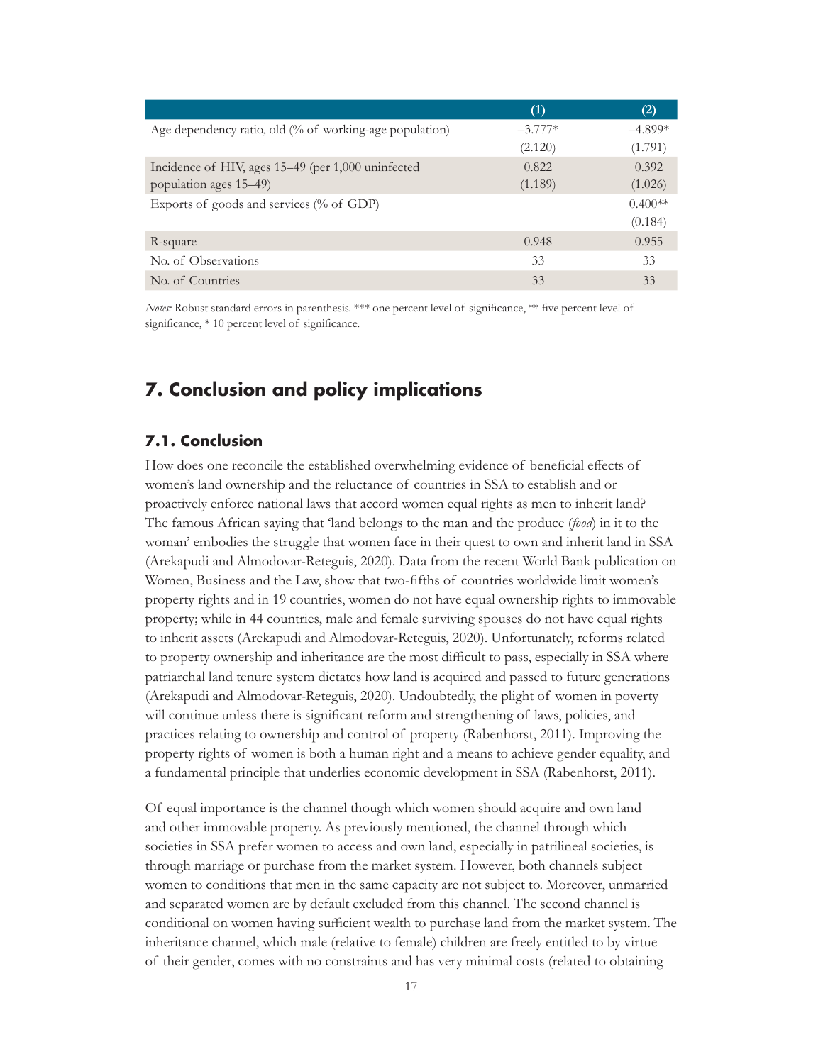| | (1) | (2) |
|---|---|---|
| Age dependency ratio, old (% of working-age population) | –3.777* | –4.899* |
| | (2.120) | (1.791) |
| Incidence of HIV, ages 15–49 (per 1,000 uninfected population ages 15–49) | 0.822 | 0.392 |
| | (1.189) | (1.026) |
| Exports of goods and services (% of GDP) | | 0.400** |
| | | (0.184) |
| R-square | 0.948 | 0.955 |
| No. of Observations | 33 | 33 |
| No. of Countries | 33 | 33 |

*Notes:* Robust standard errors in parenthesis. *** one percent level of significance, ** five percent level of significance, * 10 percent level of significance.

## 7. Conclusion and policy implications

### 7.1. Conclusion

How does one reconcile the established overwhelming evidence of beneficial effects of women's land ownership and the reluctance of countries in SSA to establish and or proactively enforce national laws that accord women equal rights as men to inherit land? The famous African saying that 'land belongs to the man and the produce (*food*) in it to the woman' embodies the struggle that women face in their quest to own and inherit land in SSA (Arekapudi and Almodovar-Reteguis, 2020). Data from the recent World Bank publication on Women, Business and the Law, show that two-fifths of countries worldwide limit women's property rights and in 19 countries, women do not have equal ownership rights to immovable property; while in 44 countries, male and female surviving spouses do not have equal rights to inherit assets (Arekapudi and Almodovar-Reteguis, 2020). Unfortunately, reforms related to property ownership and inheritance are the most difficult to pass, especially in SSA where patriarchal land tenure system dictates how land is acquired and passed to future generations (Arekapudi and Almodovar-Reteguis, 2020). Undoubtedly, the plight of women in poverty will continue unless there is significant reform and strengthening of laws, policies, and practices relating to ownership and control of property (Rabenhorst, 2011). Improving the property rights of women is both a human right and a means to achieve gender equality, and a fundamental principle that underlies economic development in SSA (Rabenhorst, 2011).

Of equal importance is the channel though which women should acquire and own land and other immovable property. As previously mentioned, the channel through which societies in SSA prefer women to access and own land, especially in patrilineal societies, is through marriage or purchase from the market system. However, both channels subject women to conditions that men in the same capacity are not subject to. Moreover, unmarried and separated women are by default excluded from this channel. The second channel is conditional on women having sufficient wealth to purchase land from the market system. The inheritance channel, which male (relative to female) children are freely entitled to by virtue of their gender, comes with no constraints and has very minimal costs (related to obtaining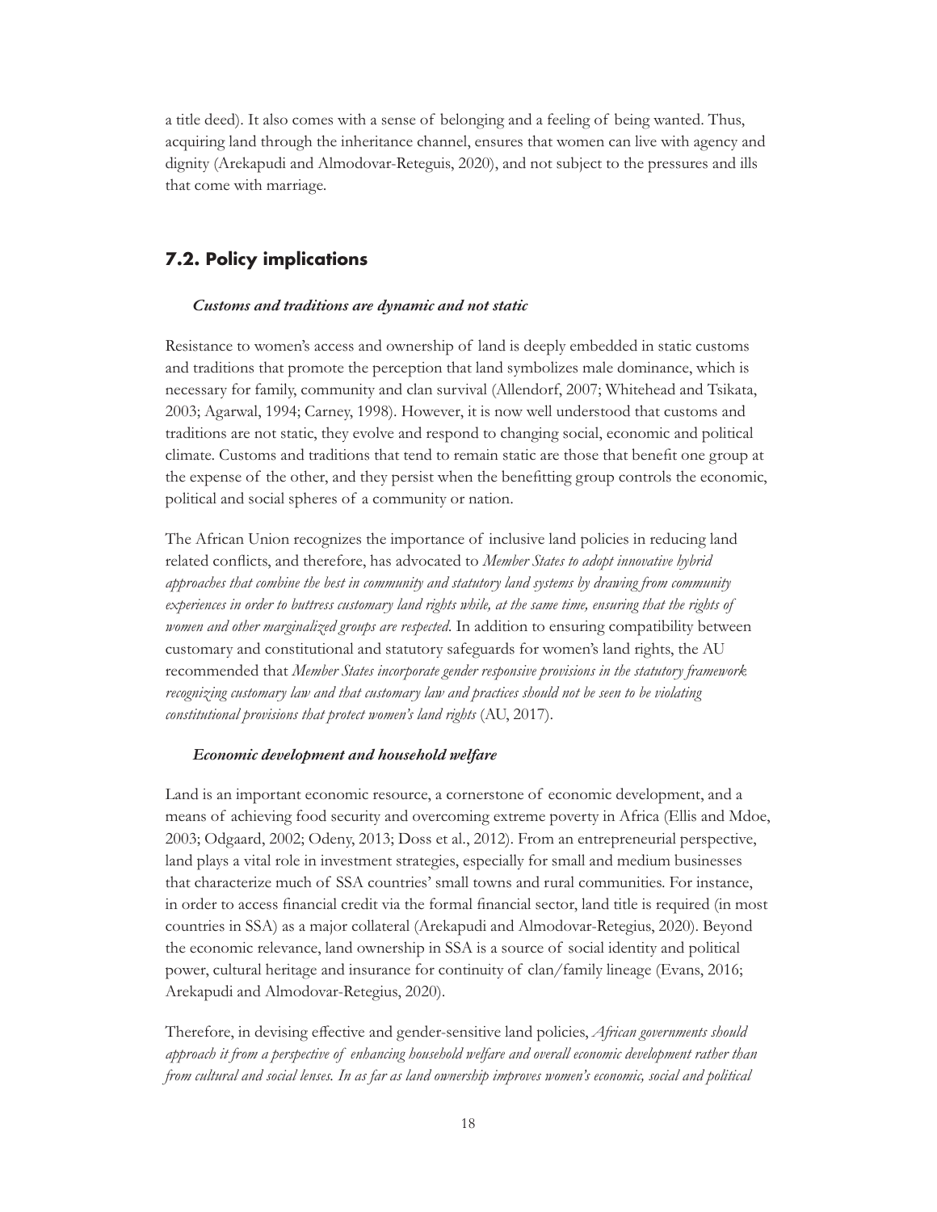a title deed). It also comes with a sense of belonging and a feeling of being wanted. Thus, acquiring land through the inheritance channel, ensures that women can live with agency and dignity (Arekapudi and Almodovar-Reteguis, 2020), and not subject to the pressures and ills that come with marriage.

## 7.2. Policy implications

***Customs and traditions are dynamic and not static***

Resistance to women's access and ownership of land is deeply embedded in static customs and traditions that promote the perception that land symbolizes male dominance, which is necessary for family, community and clan survival (Allendorf, 2007; Whitehead and Tsikata, 2003; Agarwal, 1994; Carney, 1998). However, it is now well understood that customs and traditions are not static, they evolve and respond to changing social, economic and political climate. Customs and traditions that tend to remain static are those that benefit one group at the expense of the other, and they persist when the benefitting group controls the economic, political and social spheres of a community or nation.

The African Union recognizes the importance of inclusive land policies in reducing land related conflicts, and therefore, has advocated to *Member States to adopt innovative hybrid approaches that combine the best in community and statutory land systems by drawing from community experiences in order to buttress customary land rights while, at the same time, ensuring that the rights of women and other marginalized groups are respected*. In addition to ensuring compatibility between customary and constitutional and statutory safeguards for women's land rights, the AU recommended that *Member States incorporate gender responsive provisions in the statutory framework recognizing customary law and that customary law and practices should not be seen to be violating constitutional provisions that protect women's land rights* (AU, 2017).

***Economic development and household welfare***

Land is an important economic resource, a cornerstone of economic development, and a means of achieving food security and overcoming extreme poverty in Africa (Ellis and Mdoe, 2003; Odgaard, 2002; Odeny, 2013; Doss et al., 2012). From an entrepreneurial perspective, land plays a vital role in investment strategies, especially for small and medium businesses that characterize much of SSA countries' small towns and rural communities. For instance, in order to access financial credit via the formal financial sector, land title is required (in most countries in SSA) as a major collateral (Arekapudi and Almodovar-Retegius, 2020). Beyond the economic relevance, land ownership in SSA is a source of social identity and political power, cultural heritage and insurance for continuity of clan/family lineage (Evans, 2016; Arekapudi and Almodovar-Retegius, 2020).

Therefore, in devising effective and gender-sensitive land policies, *African governments should approach it from a perspective of enhancing household welfare and overall economic development rather than from cultural and social lenses. In as far as land ownership improves women's economic, social and political*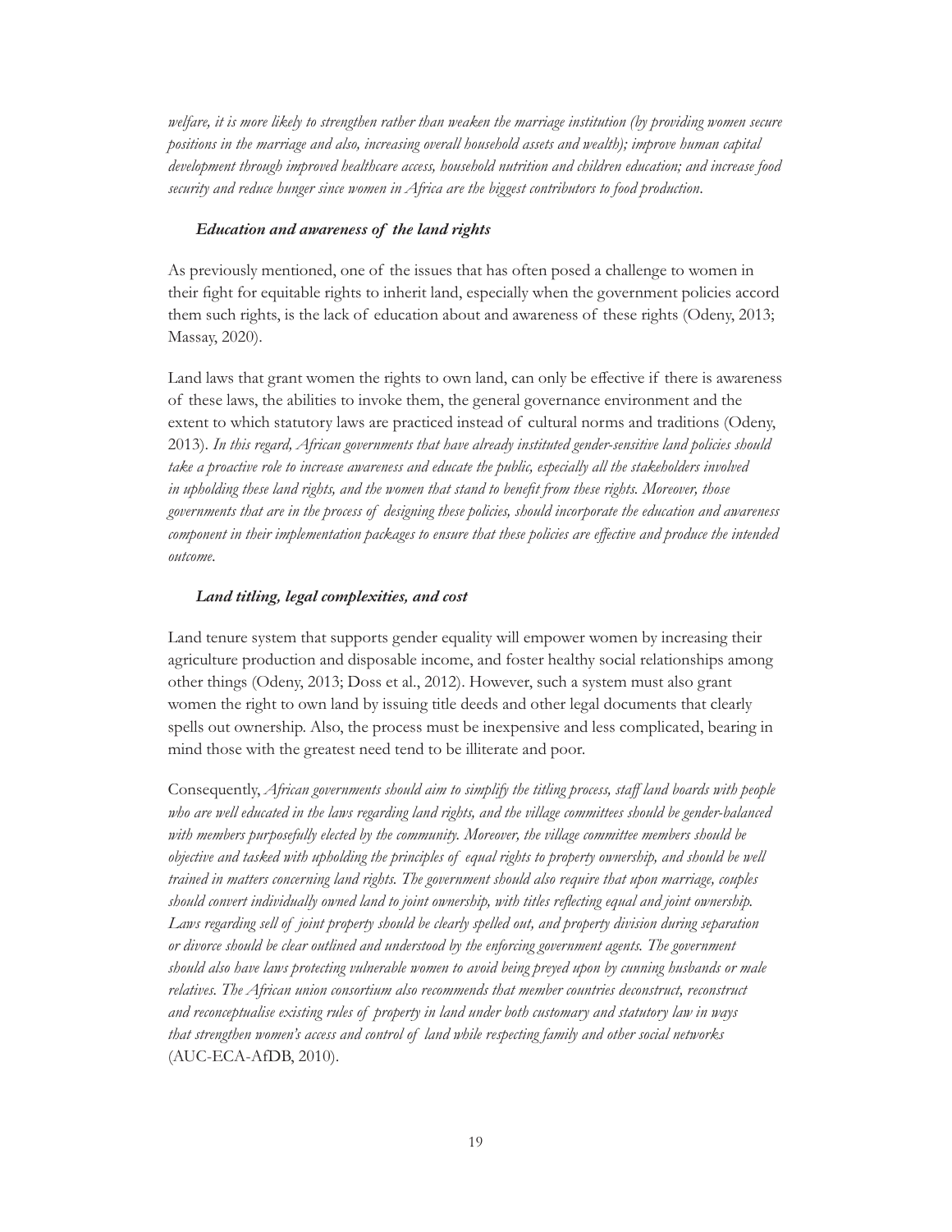*welfare, it is more likely to strengthen rather than weaken the marriage institution (by providing women secure positions in the marriage and also, increasing overall household assets and wealth); improve human capital development through improved healthcare access, household nutrition and children education; and increase food security and reduce hunger since women in Africa are the biggest contributors to food production.*

### *Education and awareness of the land rights*

As previously mentioned, one of the issues that has often posed a challenge to women in their fight for equitable rights to inherit land, especially when the government policies accord them such rights, is the lack of education about and awareness of these rights (Odeny, 2013; Massay, 2020).

Land laws that grant women the rights to own land, can only be effective if there is awareness of these laws, the abilities to invoke them, the general governance environment and the extent to which statutory laws are practiced instead of cultural norms and traditions (Odeny, 2013). *In this regard, African governments that have already instituted gender-sensitive land policies should take a proactive role to increase awareness and educate the public, especially all the stakeholders involved in upholding these land rights, and the women that stand to benefit from these rights. Moreover, those governments that are in the process of designing these policies, should incorporate the education and awareness component in their implementation packages to ensure that these policies are effective and produce the intended outcome.*

### *Land titling, legal complexities, and cost*

Land tenure system that supports gender equality will empower women by increasing their agriculture production and disposable income, and foster healthy social relationships among other things (Odeny, 2013; Doss et al., 2012). However, such a system must also grant women the right to own land by issuing title deeds and other legal documents that clearly spells out ownership. Also, the process must be inexpensive and less complicated, bearing in mind those with the greatest need tend to be illiterate and poor.

Consequently, *African governments should aim to simplify the titling process, staff land boards with people who are well educated in the laws regarding land rights, and the village committees should be gender-balanced with members purposefully elected by the community. Moreover, the village committee members should be objective and tasked with upholding the principles of equal rights to property ownership, and should be well trained in matters concerning land rights. The government should also require that upon marriage, couples should convert individually owned land to joint ownership, with titles reflecting equal and joint ownership. Laws regarding sell of joint property should be clearly spelled out, and property division during separation or divorce should be clear outlined and understood by the enforcing government agents. The government should also have laws protecting vulnerable women to avoid being preyed upon by cunning husbands or male relatives. The African union consortium also recommends that member countries deconstruct, reconstruct and reconceptualise existing rules of property in land under both customary and statutory law in ways that strengthen women's access and control of land while respecting family and other social networks* (AUC-ECA-AfDB, 2010).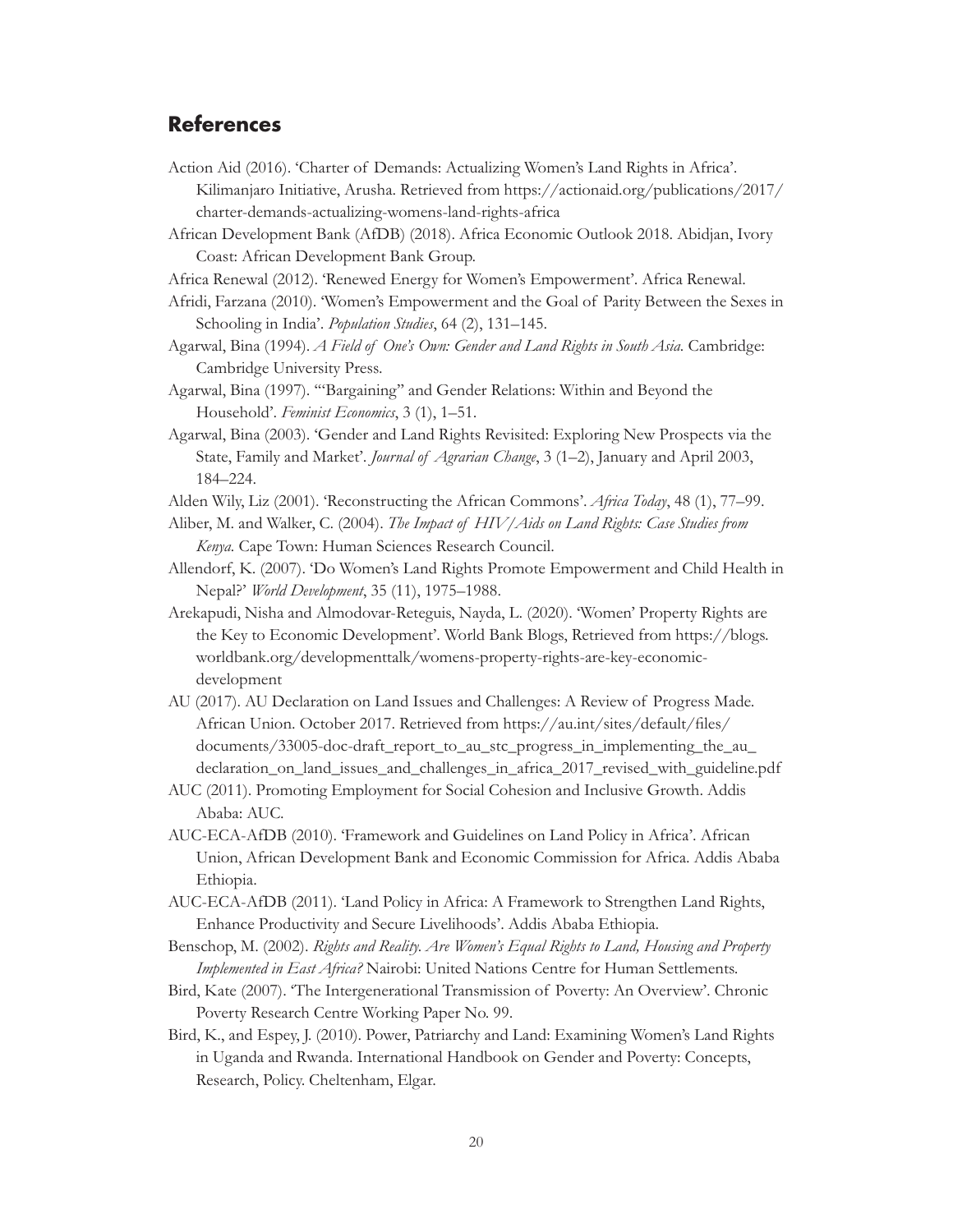## References

Action Aid (2016). 'Charter of Demands: Actualizing Women's Land Rights in Africa'. Kilimanjaro Initiative, Arusha. Retrieved from https://actionaid.org/publications/2017/charter-demands-actualizing-womens-land-rights-africa

African Development Bank (AfDB) (2018). Africa Economic Outlook 2018. Abidjan, Ivory Coast: African Development Bank Group.

Africa Renewal (2012). 'Renewed Energy for Women's Empowerment'. Africa Renewal.

Afridi, Farzana (2010). 'Women's Empowerment and the Goal of Parity Between the Sexes in Schooling in India'. *Population Studies*, 64 (2), 131–145.

Agarwal, Bina (1994). *A Field of One's Own: Gender and Land Rights in South Asia.* Cambridge: Cambridge University Press.

Agarwal, Bina (1997). '"Bargaining" and Gender Relations: Within and Beyond the Household'. *Feminist Economics*, 3 (1), 1–51.

Agarwal, Bina (2003). 'Gender and Land Rights Revisited: Exploring New Prospects via the State, Family and Market'. *Journal of Agrarian Change*, 3 (1–2), January and April 2003, 184–224.

Alden Wily, Liz (2001). 'Reconstructing the African Commons'. *Africa Today*, 48 (1), 77–99.

Aliber, M. and Walker, C. (2004). *The Impact of HIV/Aids on Land Rights: Case Studies from Kenya.* Cape Town: Human Sciences Research Council.

Allendorf, K. (2007). 'Do Women's Land Rights Promote Empowerment and Child Health in Nepal?' *World Development*, 35 (11), 1975–1988.

Arekapudi, Nisha and Almodovar-Reteguis, Nayda, L. (2020). 'Women' Property Rights are the Key to Economic Development'. World Bank Blogs, Retrieved from https://blogs.worldbank.org/developmenttalk/womens-property-rights-are-key-economic-development

AU (2017). AU Declaration on Land Issues and Challenges: A Review of Progress Made. African Union. October 2017. Retrieved from https://au.int/sites/default/files/documents/33005-doc-draft_report_to_au_stc_progress_in_implementing_the_au_declaration_on_land_issues_and_challenges_in_africa_2017_revised_with_guideline.pdf

AUC (2011). Promoting Employment for Social Cohesion and Inclusive Growth. Addis Ababa: AUC.

AUC-ECA-AfDB (2010). 'Framework and Guidelines on Land Policy in Africa'. African Union, African Development Bank and Economic Commission for Africa. Addis Ababa Ethiopia.

AUC-ECA-AfDB (2011). 'Land Policy in Africa: A Framework to Strengthen Land Rights, Enhance Productivity and Secure Livelihoods'. Addis Ababa Ethiopia.

Benschop, M. (2002). *Rights and Reality. Are Women's Equal Rights to Land, Housing and Property Implemented in East Africa?* Nairobi: United Nations Centre for Human Settlements.

Bird, Kate (2007). 'The Intergenerational Transmission of Poverty: An Overview'. Chronic Poverty Research Centre Working Paper No. 99.

Bird, K., and Espey, J. (2010). Power, Patriarchy and Land: Examining Women's Land Rights in Uganda and Rwanda. International Handbook on Gender and Poverty: Concepts, Research, Policy. Cheltenham, Elgar.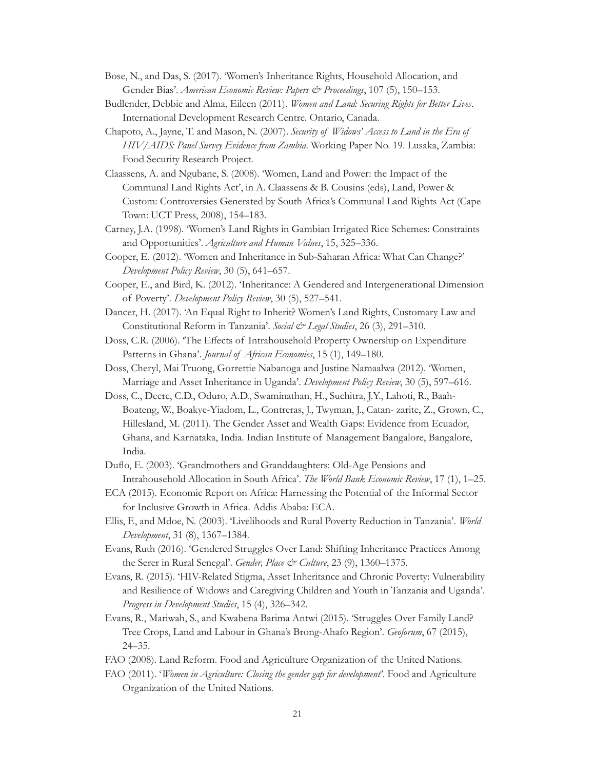Bose, N., and Das, S. (2017). 'Women's Inheritance Rights, Household Allocation, and Gender Bias'. *American Economic Review: Papers & Proceedings*, 107 (5), 150–153.

Budlender, Debbie and Alma, Eileen (2011). *Women and Land: Securing Rights for Better Lives*. International Development Research Centre. Ontario, Canada.

Chapoto, A., Jayne, T. and Mason, N. (2007). *Security of Widows' Access to Land in the Era of HIV/AIDS: Panel Survey Evidence from Zambia*. Working Paper No. 19. Lusaka, Zambia: Food Security Research Project.

Claassens, A. and Ngubane, S. (2008). 'Women, Land and Power: the Impact of the Communal Land Rights Act', in A. Claassens & B. Cousins (eds), Land, Power & Custom: Controversies Generated by South Africa's Communal Land Rights Act (Cape Town: UCT Press, 2008), 154–183.

Carney, J.A. (1998). 'Women's Land Rights in Gambian Irrigated Rice Schemes: Constraints and Opportunities'. *Agriculture and Human Values*, 15, 325–336.

Cooper, E. (2012). 'Women and Inheritance in Sub-Saharan Africa: What Can Change?' *Development Policy Review*, 30 (5), 641–657.

Cooper, E., and Bird, K. (2012). 'Inheritance: A Gendered and Intergenerational Dimension of Poverty'. *Development Policy Review*, 30 (5), 527–541.

Dancer, H. (2017). 'An Equal Right to Inherit? Women's Land Rights, Customary Law and Constitutional Reform in Tanzania'. *Social & Legal Studies*, 26 (3), 291–310.

Doss, C.R. (2006). 'The Effects of Intrahousehold Property Ownership on Expenditure Patterns in Ghana'. *Journal of African Economies*, 15 (1), 149–180.

Doss, Cheryl, Mai Truong, Gorrettie Nabanoga and Justine Namaalwa (2012). 'Women, Marriage and Asset Inheritance in Uganda'. *Development Policy Review*, 30 (5), 597–616.

Doss, C., Deere, C.D., Oduro, A.D., Swaminathan, H., Suchitra, J.Y., Lahoti, R., Baah-Boateng, W., Boakye-Yiadom, L., Contreras, J., Twyman, J., Catan- zarite, Z., Grown, C., Hillesland, M. (2011). The Gender Asset and Wealth Gaps: Evidence from Ecuador, Ghana, and Karnataka, India. Indian Institute of Management Bangalore, Bangalore, India.

Duflo, E. (2003). 'Grandmothers and Granddaughters: Old-Age Pensions and Intrahousehold Allocation in South Africa'. *The World Bank Economic Review*, 17 (1), 1–25.

ECA (2015). Economic Report on Africa: Harnessing the Potential of the Informal Sector for Inclusive Growth in Africa. Addis Ababa: ECA.

Ellis, F., and Mdoe, N. (2003). 'Livelihoods and Rural Poverty Reduction in Tanzania'. *World Development*, 31 (8), 1367–1384.

Evans, Ruth (2016). 'Gendered Struggles Over Land: Shifting Inheritance Practices Among the Serer in Rural Senegal'. *Gender, Place & Culture*, 23 (9), 1360–1375.

Evans, R. (2015). 'HIV-Related Stigma, Asset Inheritance and Chronic Poverty: Vulnerability and Resilience of Widows and Caregiving Children and Youth in Tanzania and Uganda'. *Progress in Development Studies*, 15 (4), 326–342.

Evans, R., Mariwah, S., and Kwabena Barima Antwi (2015). 'Struggles Over Family Land? Tree Crops, Land and Labour in Ghana's Brong-Ahafo Region'. *Geoforum*, 67 (2015), 24–35.

FAO (2008). Land Reform. Food and Agriculture Organization of the United Nations.

FAO (2011). '*Women in Agriculture: Closing the gender gap for development*'. Food and Agriculture Organization of the United Nations.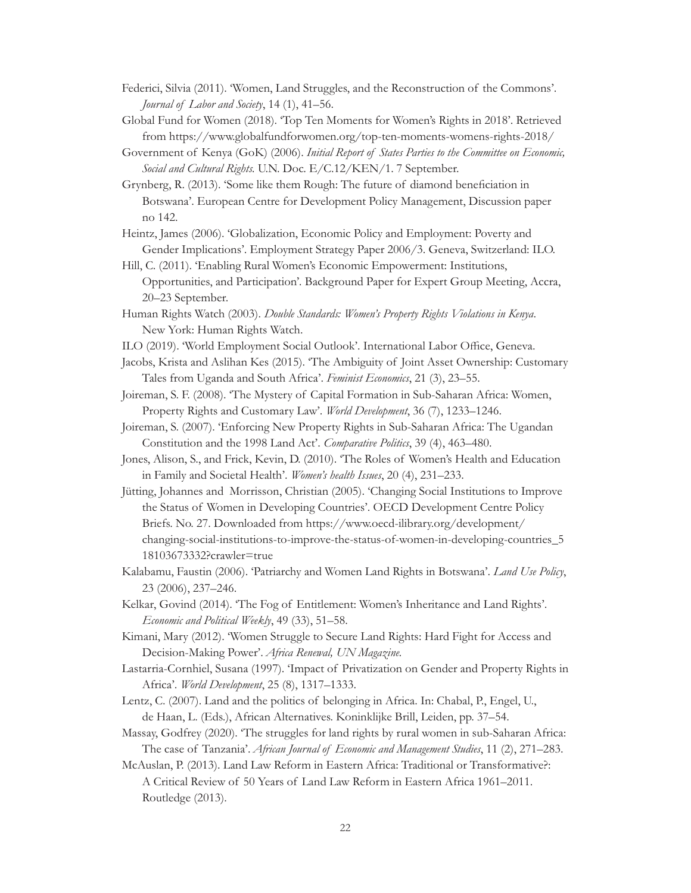Federici, Silvia (2011). 'Women, Land Struggles, and the Reconstruction of the Commons'. *Journal of Labor and Society*, 14 (1), 41–56.

Global Fund for Women (2018). 'Top Ten Moments for Women's Rights in 2018'. Retrieved from https://www.globalfundforwomen.org/top-ten-moments-womens-rights-2018/

Government of Kenya (GoK) (2006). *Initial Report of States Parties to the Committee on Economic, Social and Cultural Rights.* U.N. Doc. E/C.12/KEN/1. 7 September.

Grynberg, R. (2013). 'Some like them Rough: The future of diamond beneficiation in Botswana'. European Centre for Development Policy Management, Discussion paper no 142.

Heintz, James (2006). 'Globalization, Economic Policy and Employment: Poverty and Gender Implications'. Employment Strategy Paper 2006/3. Geneva, Switzerland: ILO.

Hill, C. (2011). 'Enabling Rural Women's Economic Empowerment: Institutions, Opportunities, and Participation'. Background Paper for Expert Group Meeting, Accra, 20–23 September.

Human Rights Watch (2003). *Double Standards: Women's Property Rights Violations in Kenya*. New York: Human Rights Watch.

ILO (2019). 'World Employment Social Outlook'. International Labor Office, Geneva.

Jacobs, Krista and Aslihan Kes (2015). 'The Ambiguity of Joint Asset Ownership: Customary Tales from Uganda and South Africa'. *Feminist Economics*, 21 (3), 23–55.

Joireman, S. F. (2008). 'The Mystery of Capital Formation in Sub-Saharan Africa: Women, Property Rights and Customary Law'. *World Development*, 36 (7), 1233–1246.

Joireman, S. (2007). 'Enforcing New Property Rights in Sub-Saharan Africa: The Ugandan Constitution and the 1998 Land Act'. *Comparative Politics*, 39 (4), 463–480.

Jones, Alison, S., and Frick, Kevin, D. (2010). 'The Roles of Women's Health and Education in Family and Societal Health'. *Women's health Issues*, 20 (4), 231–233.

Jütting, Johannes and Morrisson, Christian (2005). 'Changing Social Institutions to Improve the Status of Women in Developing Countries'. OECD Development Centre Policy Briefs. No. 27. Downloaded from https://www.oecd-ilibrary.org/development/changing-social-institutions-to-improve-the-status-of-women-in-developing-countries_518103673332?crawler=true

Kalabamu, Faustin (2006). 'Patriarchy and Women Land Rights in Botswana'. *Land Use Policy*, 23 (2006), 237–246.

Kelkar, Govind (2014). 'The Fog of Entitlement: Women's Inheritance and Land Rights'. *Economic and Political Weekly*, 49 (33), 51–58.

Kimani, Mary (2012). 'Women Struggle to Secure Land Rights: Hard Fight for Access and Decision-Making Power'. *Africa Renewal, UN Magazine.*

Lastarria-Cornhiel, Susana (1997). 'Impact of Privatization on Gender and Property Rights in Africa'. *World Development*, 25 (8), 1317–1333.

Lentz, C. (2007). Land and the politics of belonging in Africa. In: Chabal, P., Engel, U., de Haan, L. (Eds.), African Alternatives. Koninklijke Brill, Leiden, pp. 37–54.

Massay, Godfrey (2020). 'The struggles for land rights by rural women in sub-Saharan Africa: The case of Tanzania'. *African Journal of Economic and Management Studies*, 11 (2), 271–283.

McAuslan, P. (2013). Land Law Reform in Eastern Africa: Traditional or Transformative?: A Critical Review of 50 Years of Land Law Reform in Eastern Africa 1961–2011. Routledge (2013).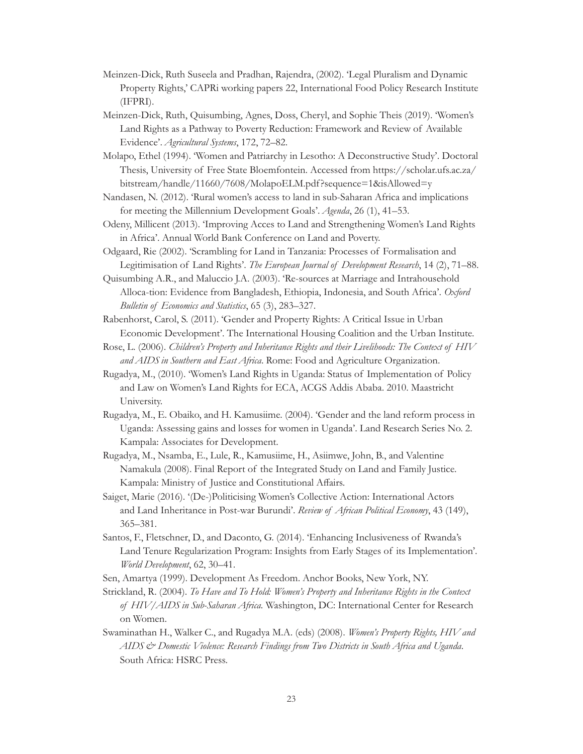Meinzen-Dick, Ruth Suseela and Pradhan, Rajendra, (2002). 'Legal Pluralism and Dynamic Property Rights,' CAPRi working papers 22, International Food Policy Research Institute (IFPRI).

Meinzen-Dick, Ruth, Quisumbing, Agnes, Doss, Cheryl, and Sophie Theis (2019). 'Women's Land Rights as a Pathway to Poverty Reduction: Framework and Review of Available Evidence'. *Agricultural Systems*, 172, 72–82.

Molapo, Ethel (1994). 'Women and Patriarchy in Lesotho: A Deconstructive Study'. Doctoral Thesis, University of Free State Bloemfontein. Accessed from https://scholar.ufs.ac.za/bitstream/handle/11660/7608/MolapoELM.pdf?sequence=1&isAllowed=y

Nandasen, N. (2012). 'Rural women's access to land in sub-Saharan Africa and implications for meeting the Millennium Development Goals'. *Agenda*, 26 (1), 41–53.

Odeny, Millicent (2013). 'Improving Acces to Land and Strengthening Women's Land Rights in Africa'. Annual World Bank Conference on Land and Poverty.

Odgaard, Rie (2002). 'Scrambling for Land in Tanzania: Processes of Formalisation and Legitimisation of Land Rights'. *The European Journal of Development Research*, 14 (2), 71–88.

Quisumbing A.R., and Maluccio J.A. (2003). 'Re-sources at Marriage and Intrahousehold Alloca-tion: Evidence from Bangladesh, Ethiopia, Indonesia, and South Africa'. *Oxford Bulletin of Economics and Statistics*, 65 (3), 283–327.

Rabenhorst, Carol, S. (2011). 'Gender and Property Rights: A Critical Issue in Urban Economic Development'. The International Housing Coalition and the Urban Institute.

Rose, L. (2006). *Children's Property and Inheritance Rights and their Livelihoods: The Context of HIV and AIDS in Southern and East Africa*. Rome: Food and Agriculture Organization.

Rugadya, M., (2010). 'Women's Land Rights in Uganda: Status of Implementation of Policy and Law on Women's Land Rights for ECA, ACGS Addis Ababa. 2010. Maastricht University.

Rugadya, M., E. Obaiko, and H. Kamusiime. (2004). 'Gender and the land reform process in Uganda: Assessing gains and losses for women in Uganda'. Land Research Series No. 2. Kampala: Associates for Development.

Rugadya, M., Nsamba, E., Lule, R., Kamusiime, H., Asiimwe, John, B., and Valentine Namakula (2008). Final Report of the Integrated Study on Land and Family Justice. Kampala: Ministry of Justice and Constitutional Affairs.

Saiget, Marie (2016). '(De-)Politicising Women's Collective Action: International Actors and Land Inheritance in Post-war Burundi'. *Review of African Political Economy*, 43 (149), 365–381.

Santos, F., Fletschner, D., and Daconto, G. (2014). 'Enhancing Inclusiveness of Rwanda's Land Tenure Regularization Program: Insights from Early Stages of its Implementation'. *World Development*, 62, 30–41.

Sen, Amartya (1999). Development As Freedom. Anchor Books, New York, NY.

Strickland, R. (2004). *To Have and To Hold: Women's Property and Inheritance Rights in the Context of HIV/AIDS in Sub-Saharan Africa.* Washington, DC: International Center for Research on Women.

Swaminathan H., Walker C., and Rugadya M.A. (eds) (2008). *Women's Property Rights, HIV and AIDS & Domestic Violence: Research Findings from Two Districts in South Africa and Uganda*. South Africa: HSRC Press.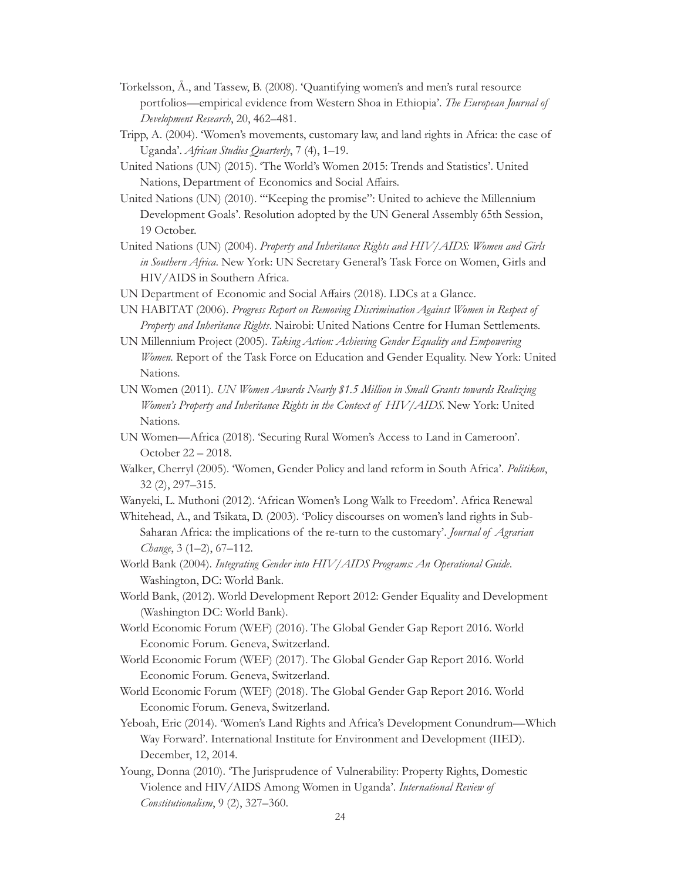Torkelsson, Å., and Tassew, B. (2008). 'Quantifying women's and men's rural resource portfolios—empirical evidence from Western Shoa in Ethiopia'. *The European Journal of Development Research*, 20, 462–481.

Tripp, A. (2004). 'Women's movements, customary law, and land rights in Africa: the case of Uganda'. *African Studies Quarterly*, 7 (4), 1–19.

United Nations (UN) (2015). 'The World's Women 2015: Trends and Statistics'. United Nations, Department of Economics and Social Affairs.

United Nations (UN) (2010). '"Keeping the promise": United to achieve the Millennium Development Goals'. Resolution adopted by the UN General Assembly 65th Session, 19 October.

United Nations (UN) (2004). *Property and Inheritance Rights and HIV/AIDS: Women and Girls in Southern Africa*. New York: UN Secretary General's Task Force on Women, Girls and HIV/AIDS in Southern Africa.

UN Department of Economic and Social Affairs (2018). LDCs at a Glance.

UN HABITAT (2006). *Progress Report on Removing Discrimination Against Women in Respect of Property and Inheritance Rights*. Nairobi: United Nations Centre for Human Settlements.

UN Millennium Project (2005). *Taking Action: Achieving Gender Equality and Empowering Women.* Report of the Task Force on Education and Gender Equality. New York: United Nations.

UN Women (2011). *UN Women Awards Nearly $1.5 Million in Small Grants towards Realizing Women's Property and Inheritance Rights in the Context of HIV/AIDS*. New York: United Nations.

UN Women—Africa (2018). 'Securing Rural Women's Access to Land in Cameroon'. October 22 – 2018.

Walker, Cherryl (2005). 'Women, Gender Policy and land reform in South Africa'. *Politikon*, 32 (2), 297–315.

Wanyeki, L. Muthoni (2012). 'African Women's Long Walk to Freedom'. Africa Renewal

Whitehead, A., and Tsikata, D. (2003). 'Policy discourses on women's land rights in Sub-Saharan Africa: the implications of the re-turn to the customary'. *Journal of Agrarian Change*, 3 (1–2), 67–112.

World Bank (2004). *Integrating Gender into HIV/AIDS Programs: An Operational Guide*. Washington, DC: World Bank.

World Bank, (2012). World Development Report 2012: Gender Equality and Development (Washington DC: World Bank).

World Economic Forum (WEF) (2016). The Global Gender Gap Report 2016. World Economic Forum. Geneva, Switzerland.

World Economic Forum (WEF) (2017). The Global Gender Gap Report 2016. World Economic Forum. Geneva, Switzerland.

World Economic Forum (WEF) (2018). The Global Gender Gap Report 2016. World Economic Forum. Geneva, Switzerland.

Yeboah, Eric (2014). 'Women's Land Rights and Africa's Development Conundrum—Which Way Forward'. International Institute for Environment and Development (IIED). December, 12, 2014.

Young, Donna (2010). 'The Jurisprudence of Vulnerability: Property Rights, Domestic Violence and HIV/AIDS Among Women in Uganda'. *International Review of Constitutionalism*, 9 (2), 327–360.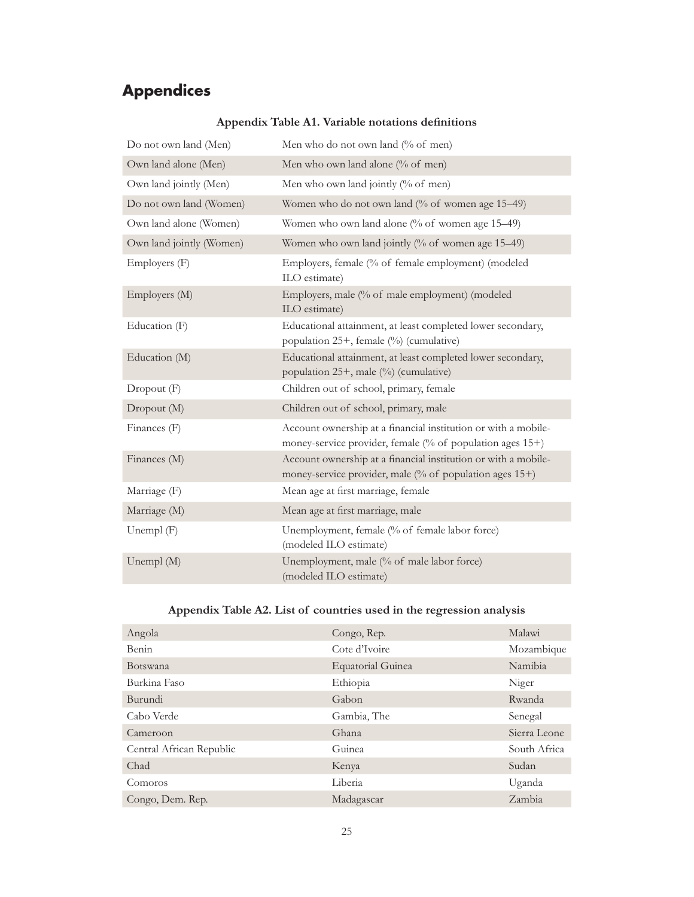# Appendices

**Appendix Table A1. Variable notations definitions**

| | |
|---|---|
| Do not own land (Men) | Men who do not own land (% of men) |
| Own land alone (Men) | Men who own land alone (% of men) |
| Own land jointly (Men) | Men who own land jointly (% of men) |
| Do not own land (Women) | Women who do not own land (% of women age 15–49) |
| Own land alone (Women) | Women who own land alone (% of women age 15–49) |
| Own land jointly (Women) | Women who own land jointly (% of women age 15–49) |
| Employers (F) | Employers, female (% of female employment) (modeled ILO estimate) |
| Employers (M) | Employers, male (% of male employment) (modeled ILO estimate) |
| Education (F) | Educational attainment, at least completed lower secondary, population 25+, female (%) (cumulative) |
| Education (M) | Educational attainment, at least completed lower secondary, population 25+, male (%) (cumulative) |
| Dropout (F) | Children out of school, primary, female |
| Dropout (M) | Children out of school, primary, male |
| Finances (F) | Account ownership at a financial institution or with a mobile-money-service provider, female (% of population ages 15+) |
| Finances (M) | Account ownership at a financial institution or with a mobile-money-service provider, male (% of population ages 15+) |
| Marriage (F) | Mean age at first marriage, female |
| Marriage (M) | Mean age at first marriage, male |
| Unempl (F) | Unemployment, female (% of female labor force) (modeled ILO estimate) |
| Unempl (M) | Unemployment, male (% of male labor force) (modeled ILO estimate) |

**Appendix Table A2. List of countries used in the regression analysis**

| | | |
|---|---|---|
| Angola | Congo, Rep. | Malawi |
| Benin | Cote d'Ivoire | Mozambique |
| Botswana | Equatorial Guinea | Namibia |
| Burkina Faso | Ethiopia | Niger |
| Burundi | Gabon | Rwanda |
| Cabo Verde | Gambia, The | Senegal |
| Cameroon | Ghana | Sierra Leone |
| Central African Republic | Guinea | South Africa |
| Chad | Kenya | Sudan |
| Comoros | Liberia | Uganda |
| Congo, Dem. Rep. | Madagascar | Zambia |